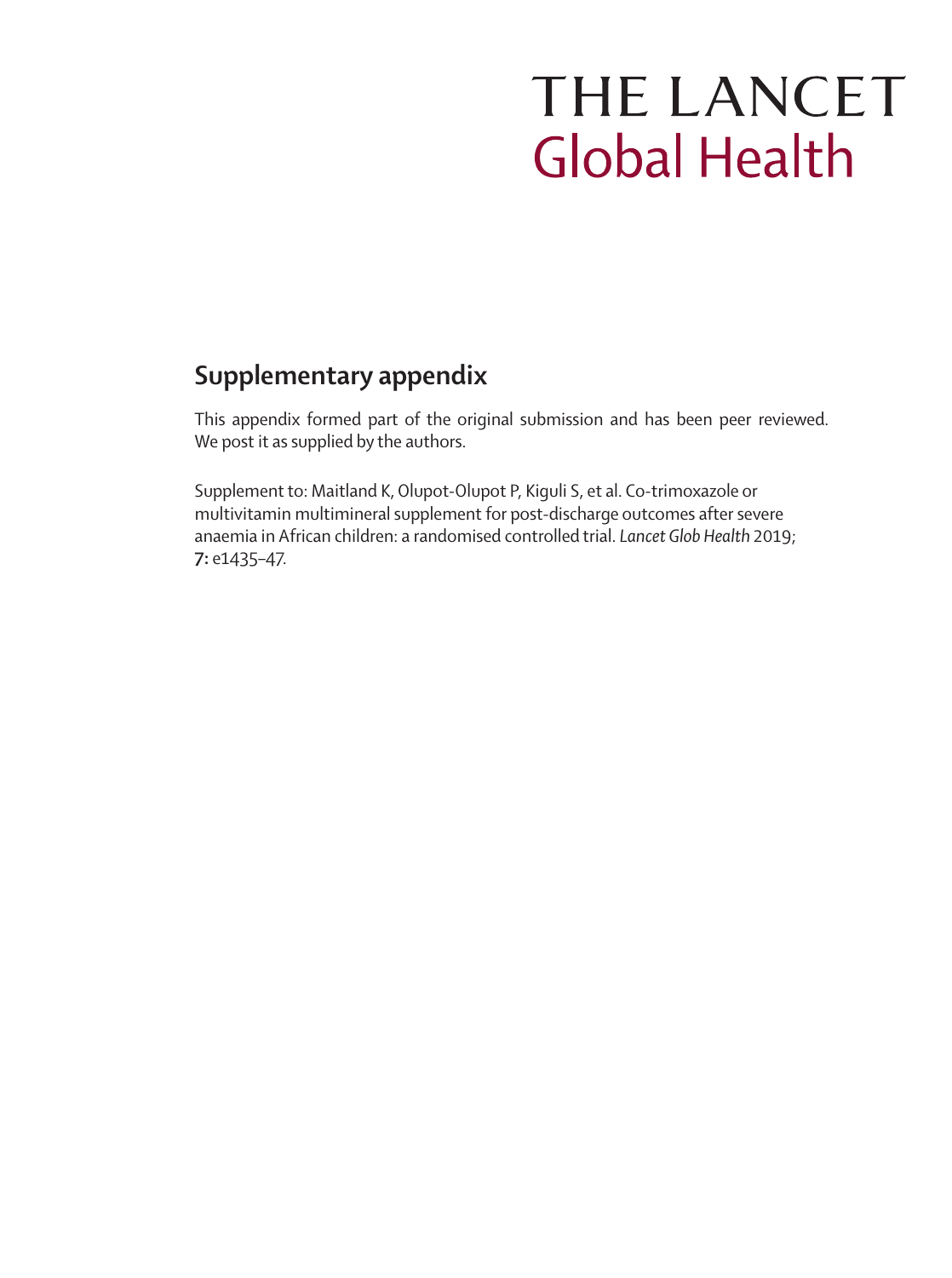# THE LANCET Global Health

## Supplementary appendix

This appendix formed part of the original submission and has been peer reviewed. We post it as supplied by the authors.

Supplement to: Maitland K, Olupot-Olupot P, Kiguli S, et al. Co-trimoxazole or multivitamin multimineral supplement for post-discharge outcomes after severe anaemia in African children: a randomised controlled trial. *Lancet Glob Health* 2019; **7:** e1435–47.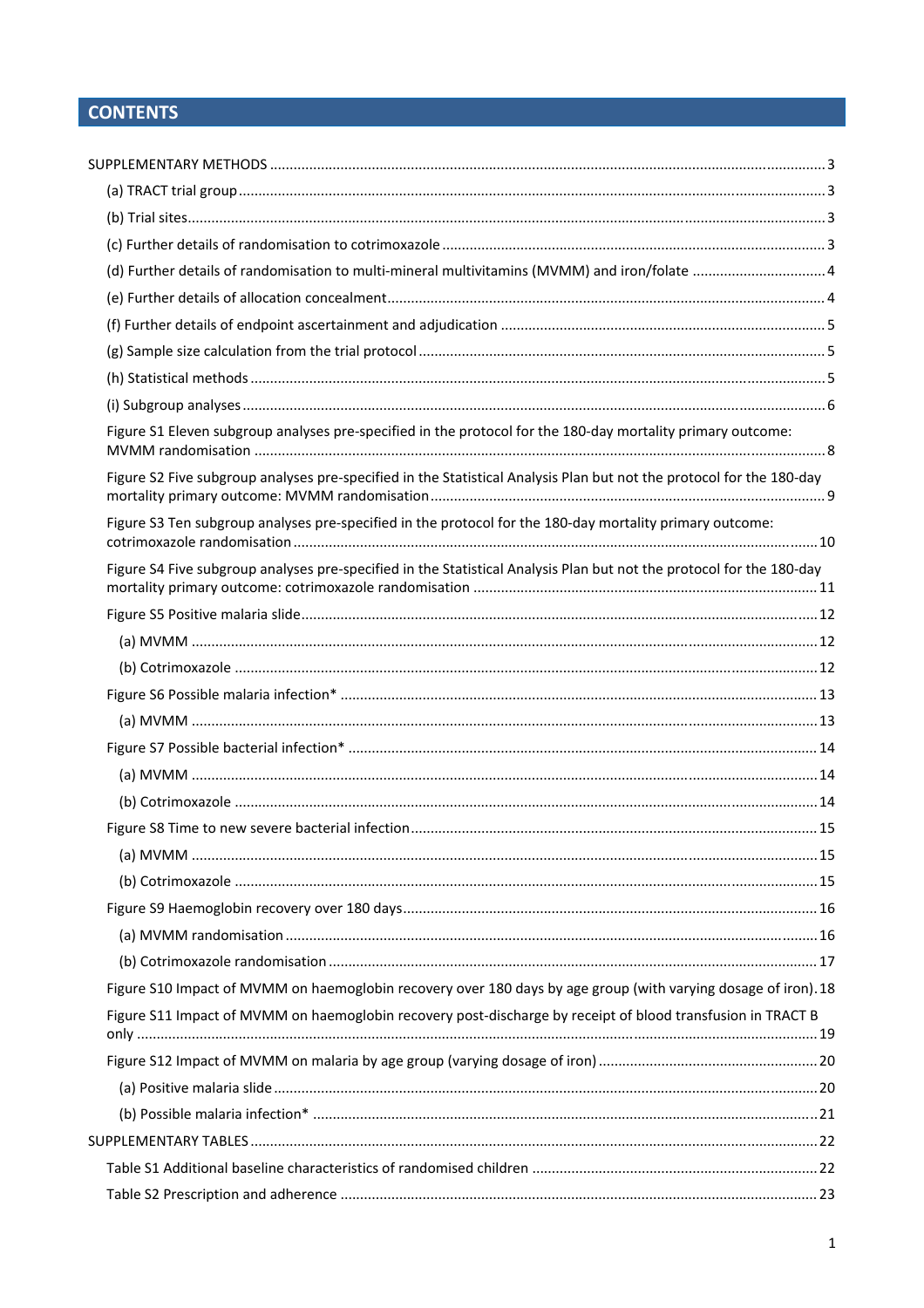## CONTENTS

SUPPLEMENTARY METHODS ..... 3

(a) TRACT trial group ..... 3

(b) Trial sites ..... 3

(c) Further details of randomisation to cotrimoxazole ..... 3

(d) Further details of randomisation to multi-mineral multivitamins (MVMM) and iron/folate ..... 4

(e) Further details of allocation concealment ..... 4

(f) Further details of endpoint ascertainment and adjudication ..... 5

(g) Sample size calculation from the trial protocol ..... 5

(h) Statistical methods ..... 5

(i) Subgroup analyses ..... 6

Figure S1 Eleven subgroup analyses pre-specified in the protocol for the 180-day mortality primary outcome: MVMM randomisation ..... 8

Figure S2 Five subgroup analyses pre-specified in the Statistical Analysis Plan but not the protocol for the 180-day mortality primary outcome: MVMM randomisation ..... 9

Figure S3 Ten subgroup analyses pre-specified in the protocol for the 180-day mortality primary outcome: cotrimoxazole randomisation ..... 10

Figure S4 Five subgroup analyses pre-specified in the Statistical Analysis Plan but not the protocol for the 180-day mortality primary outcome: cotrimoxazole randomisation ..... 11

Figure S5 Positive malaria slide ..... 12

(a) MVMM ..... 12

(b) Cotrimoxazole ..... 12

Figure S6 Possible malaria infection* ..... 13

(a) MVMM ..... 13

Figure S7 Possible bacterial infection* ..... 14

(a) MVMM ..... 14

(b) Cotrimoxazole ..... 14

Figure S8 Time to new severe bacterial infection ..... 15

(a) MVMM ..... 15

(b) Cotrimoxazole ..... 15

Figure S9 Haemoglobin recovery over 180 days ..... 16

(a) MVMM randomisation ..... 16

(b) Cotrimoxazole randomisation ..... 17

Figure S10 Impact of MVMM on haemoglobin recovery over 180 days by age group (with varying dosage of iron) ..... 18

Figure S11 Impact of MVMM on haemoglobin recovery post-discharge by receipt of blood transfusion in TRACT B only ..... 19

Figure S12 Impact of MVMM on malaria by age group (varying dosage of iron) ..... 20

(a) Positive malaria slide ..... 20

(b) Possible malaria infection* ..... 21

SUPPLEMENTARY TABLES ..... 22

Table S1 Additional baseline characteristics of randomised children ..... 22

Table S2 Prescription and adherence ..... 23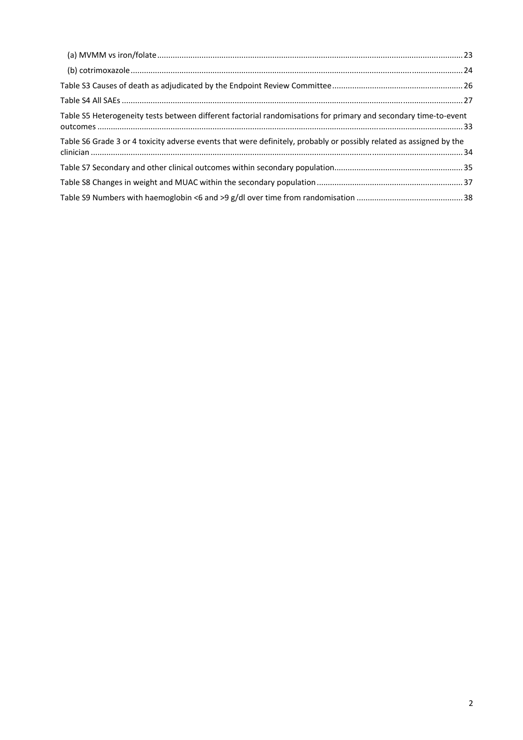(a) MVMM vs iron/folate ........ 23

(b) cotrimoxazole ........ 24

Table S3 Causes of death as adjudicated by the Endpoint Review Committee ........ 26

Table S4 All SAEs ........ 27

Table S5 Heterogeneity tests between different factorial randomisations for primary and secondary time-to-event outcomes ........ 33

Table S6 Grade 3 or 4 toxicity adverse events that were definitely, probably or possibly related as assigned by the clinician ........ 34

Table S7 Secondary and other clinical outcomes within secondary population ........ 35

Table S8 Changes in weight and MUAC within the secondary population ........ 37

Table S9 Numbers with haemoglobin <6 and >9 g/dl over time from randomisation ........ 38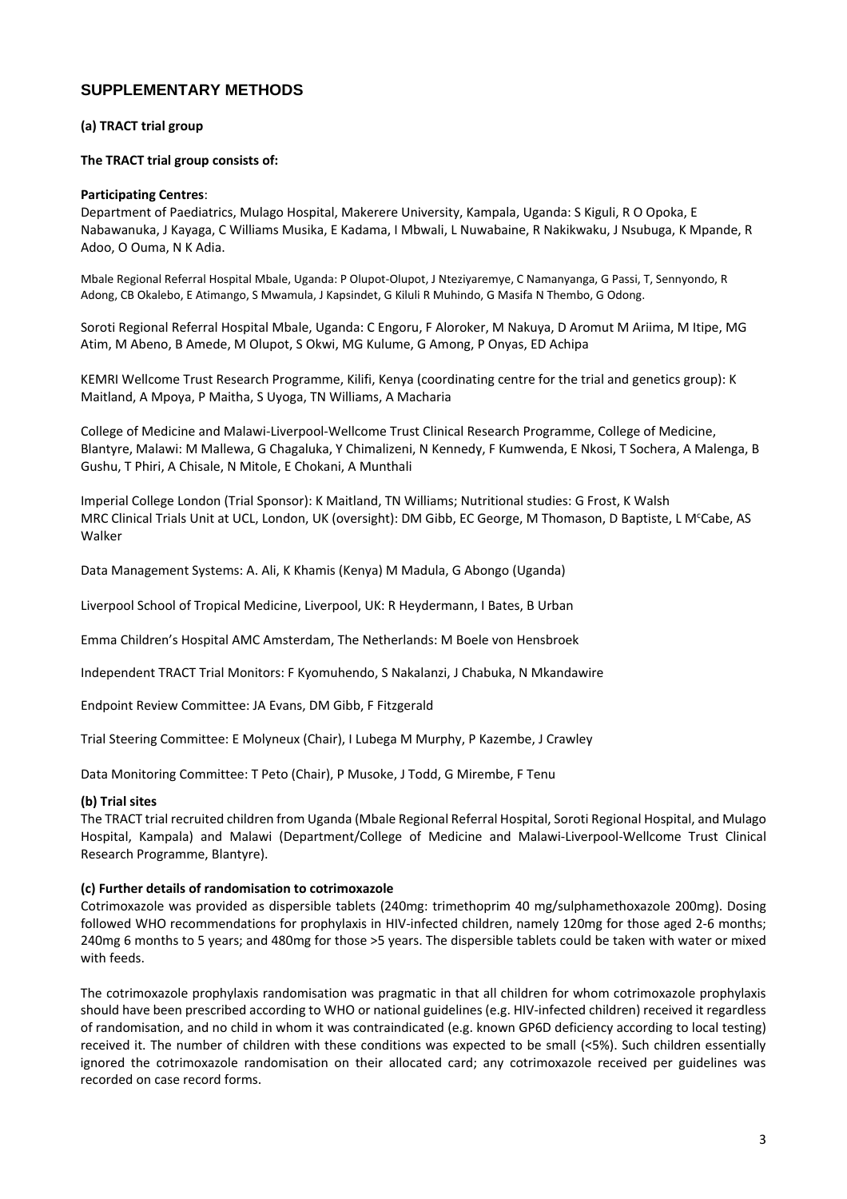## SUPPLEMENTARY METHODS

**(a) TRACT trial group**

**The TRACT trial group consists of:**

**Participating Centres**:
Department of Paediatrics, Mulago Hospital, Makerere University, Kampala, Uganda: S Kiguli, R O Opoka, E Nabawanuka, J Kayaga, C Williams Musika, E Kadama, I Mbwali, L Nuwabaine, R Nakikwaku, J Nsubuga, K Mpande, R Adoo, O Ouma, N K Adia.

Mbale Regional Referral Hospital Mbale, Uganda: P Olupot-Olupot, J Nteziyaremye, C Namanyanga, G Passi, T, Sennyondo, R Adong, CB Okalebo, E Atimango, S Mwamula, J Kapsindet, G Kiluli R Muhindo, G Masifa N Thembo, G Odong.

Soroti Regional Referral Hospital Mbale, Uganda: C Engoru, F Aloroker, M Nakuya, D Aromut M Ariima, M Itipe, MG Atim, M Abeno, B Amede, M Olupot, S Okwi, MG Kulume, G Among, P Onyas, ED Achipa

KEMRI Wellcome Trust Research Programme, Kilifi, Kenya (coordinating centre for the trial and genetics group): K Maitland, A Mpoya, P Maitha, S Uyoga, TN Williams, A Macharia

College of Medicine and Malawi-Liverpool-Wellcome Trust Clinical Research Programme, College of Medicine, Blantyre, Malawi: M Mallewa, G Chagaluka, Y Chimalizeni, N Kennedy, F Kumwenda, E Nkosi, T Sochera, A Malenga, B Gushu, T Phiri, A Chisale, N Mitole, E Chokani, A Munthali

Imperial College London (Trial Sponsor): K Maitland, TN Williams; Nutritional studies: G Frost, K Walsh
MRC Clinical Trials Unit at UCL, London, UK (oversight): DM Gibb, EC George, M Thomason, D Baptiste, L McCabe, AS Walker

Data Management Systems: A. Ali, K Khamis (Kenya) M Madula, G Abongo (Uganda)

Liverpool School of Tropical Medicine, Liverpool, UK: R Heydermann, I Bates, B Urban

Emma Children's Hospital AMC Amsterdam, The Netherlands: M Boele von Hensbroek

Independent TRACT Trial Monitors: F Kyomuhendo, S Nakalanzi, J Chabuka, N Mkandawire

Endpoint Review Committee: JA Evans, DM Gibb, F Fitzgerald

Trial Steering Committee: E Molyneux (Chair), I Lubega M Murphy, P Kazembe, J Crawley

Data Monitoring Committee: T Peto (Chair), P Musoke, J Todd, G Mirembe, F Tenu

**(b) Trial sites**

The TRACT trial recruited children from Uganda (Mbale Regional Referral Hospital, Soroti Regional Hospital, and Mulago Hospital, Kampala) and Malawi (Department/College of Medicine and Malawi-Liverpool-Wellcome Trust Clinical Research Programme, Blantyre).

**(c) Further details of randomisation to cotrimoxazole**

Cotrimoxazole was provided as dispersible tablets (240mg: trimethoprim 40 mg/sulphamethoxazole 200mg). Dosing followed WHO recommendations for prophylaxis in HIV-infected children, namely 120mg for those aged 2-6 months; 240mg 6 months to 5 years; and 480mg for those >5 years. The dispersible tablets could be taken with water or mixed with feeds.

The cotrimoxazole prophylaxis randomisation was pragmatic in that all children for whom cotrimoxazole prophylaxis should have been prescribed according to WHO or national guidelines (e.g. HIV-infected children) received it regardless of randomisation, and no child in whom it was contraindicated (e.g. known GP6D deficiency according to local testing) received it. The number of children with these conditions was expected to be small (<5%). Such children essentially ignored the cotrimoxazole randomisation on their allocated card; any cotrimoxazole received per guidelines was recorded on case record forms.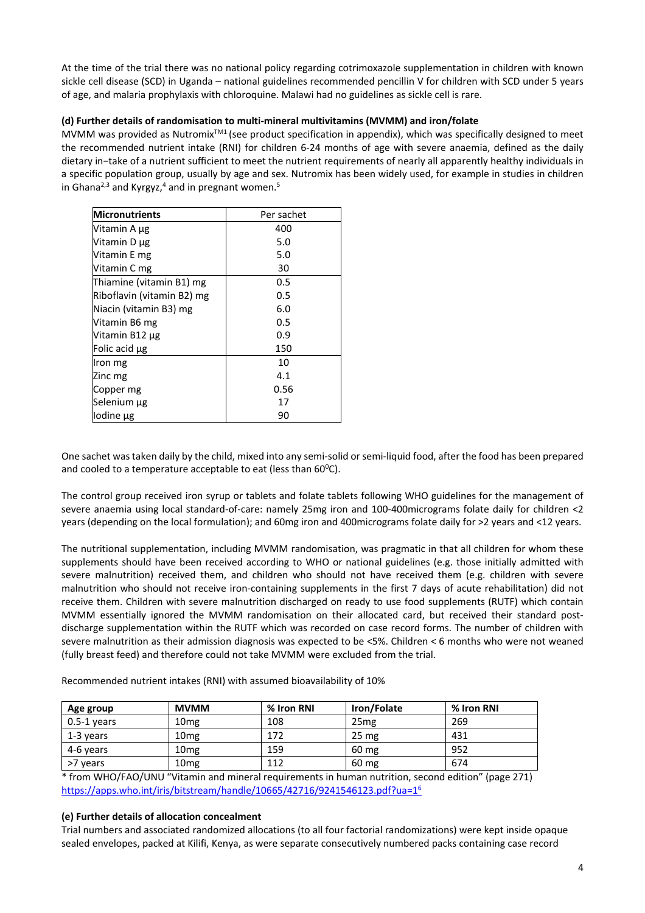At the time of the trial there was no national policy regarding cotrimoxazole supplementation in children with known sickle cell disease (SCD) in Uganda – national guidelines recommended pencillin V for children with SCD under 5 years of age, and malaria prophylaxis with chloroquine. Malawi had no guidelines as sickle cell is rare.

**(d) Further details of randomisation to multi-mineral multivitamins (MVMM) and iron/folate**

MVMM was provided as Nutromix$^{TM}$[1] (see product specification in appendix), which was specifically designed to meet the recommended nutrient intake (RNI) for children 6-24 months of age with severe anaemia, defined as the daily dietary in-take of a nutrient sufficient to meet the nutrient requirements of nearly all apparently healthy individuals in a specific population group, usually by age and sex. Nutromix has been widely used, for example in studies in children in Ghana[2,3] and Kyrgyz,[4] and in pregnant women.[5]

| Micronutrients | Per sachet |
|---|---|
| Vitamin A µg | 400 |
| Vitamin D µg | 5.0 |
| Vitamin E mg | 5.0 |
| Vitamin C mg | 30 |
| Thiamine (vitamin B1) mg | 0.5 |
| Riboflavin (vitamin B2) mg | 0.5 |
| Niacin (vitamin B3) mg | 6.0 |
| Vitamin B6 mg | 0.5 |
| Vitamin B12 µg | 0.9 |
| Folic acid µg | 150 |
| Iron mg | 10 |
| Zinc mg | 4.1 |
| Copper mg | 0.56 |
| Selenium µg | 17 |
| Iodine µg | 90 |

One sachet was taken daily by the child, mixed into any semi-solid or semi-liquid food, after the food has been prepared and cooled to a temperature acceptable to eat (less than 60$^{0}$C).

The control group received iron syrup or tablets and folate tablets following WHO guidelines for the management of severe anaemia using local standard-of-care: namely 25mg iron and 100-400micrograms folate daily for children <2 years (depending on the local formulation); and 60mg iron and 400micrograms folate daily for >2 years and <12 years.

The nutritional supplementation, including MVMM randomisation, was pragmatic in that all children for whom these supplements should have been received according to WHO or national guidelines (e.g. those initially admitted with severe malnutrition) received them, and children who should not have received them (e.g. children with severe malnutrition who should not receive iron-containing supplements in the first 7 days of acute rehabilitation) did not receive them. Children with severe malnutrition discharged on ready to use food supplements (RUTF) which contain MVMM essentially ignored the MVMM randomisation on their allocated card, but received their standard post-discharge supplementation within the RUTF which was recorded on case record forms. The number of children with severe malnutrition as their admission diagnosis was expected to be <5%. Children < 6 months who were not weaned (fully breast feed) and therefore could not take MVMM were excluded from the trial.

Recommended nutrient intakes (RNI) with assumed bioavailability of 10%

| Age group | MVMM | % Iron RNI | Iron/Folate | % Iron RNI |
|---|---|---|---|---|
| 0.5-1 years | 10mg | 108 | 25mg | 269 |
| 1-3 years | 10mg | 172 | 25 mg | 431 |
| 4-6 years | 10mg | 159 | 60 mg | 952 |
| >7 years | 10mg | 112 | 60 mg | 674 |

* from WHO/FAO/UNU "Vitamin and mineral requirements in human nutrition, second edition" (page 271) https://apps.who.int/iris/bitstream/handle/10665/42716/9241546123.pdf?ua=1[6]

**(e) Further details of allocation concealment**

Trial numbers and associated randomized allocations (to all four factorial randomizations) were kept inside opaque sealed envelopes, packed at Kilifi, Kenya, as were separate consecutively numbered packs containing case record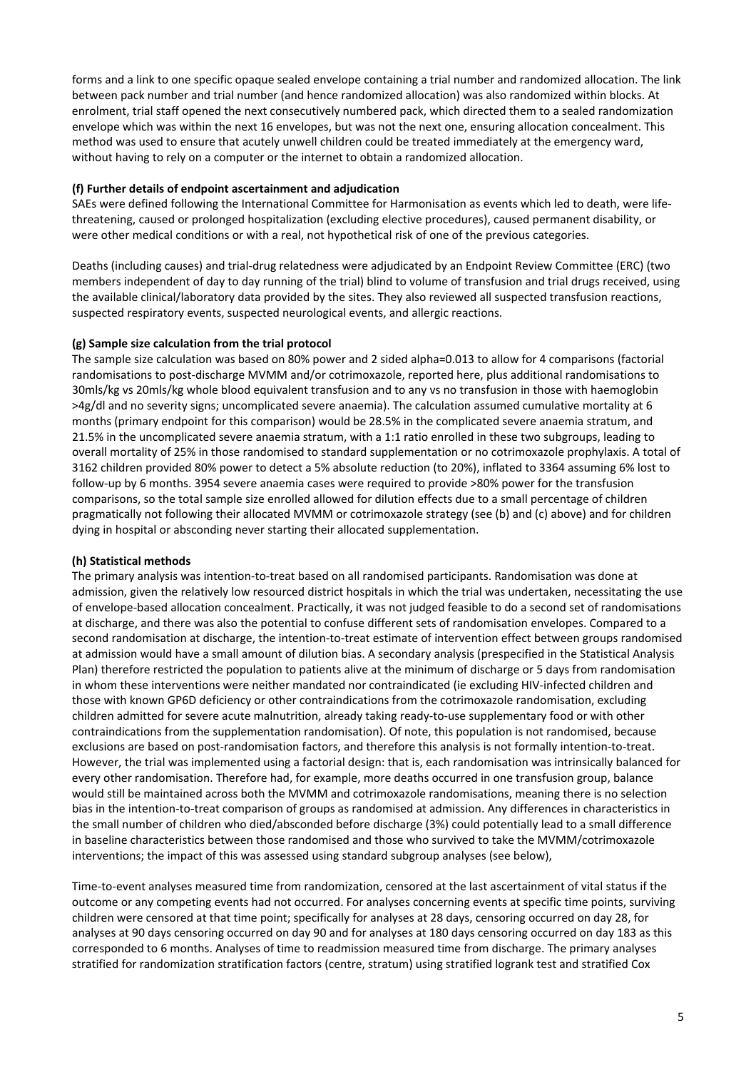forms and a link to one specific opaque sealed envelope containing a trial number and randomized allocation. The link between pack number and trial number (and hence randomized allocation) was also randomized within blocks. At enrolment, trial staff opened the next consecutively numbered pack, which directed them to a sealed randomization envelope which was within the next 16 envelopes, but was not the next one, ensuring allocation concealment. This method was used to ensure that acutely unwell children could be treated immediately at the emergency ward, without having to rely on a computer or the internet to obtain a randomized allocation.

#### (f) Further details of endpoint ascertainment and adjudication

SAEs were defined following the International Committee for Harmonisation as events which led to death, were life-threatening, caused or prolonged hospitalization (excluding elective procedures), caused permanent disability, or were other medical conditions or with a real, not hypothetical risk of one of the previous categories.

Deaths (including causes) and trial-drug relatedness were adjudicated by an Endpoint Review Committee (ERC) (two members independent of day to day running of the trial) blind to volume of transfusion and trial drugs received, using the available clinical/laboratory data provided by the sites. They also reviewed all suspected transfusion reactions, suspected respiratory events, suspected neurological events, and allergic reactions.

#### (g) Sample size calculation from the trial protocol

The sample size calculation was based on 80% power and 2 sided alpha=0.013 to allow for 4 comparisons (factorial randomisations to post-discharge MVMM and/or cotrimoxazole, reported here, plus additional randomisations to 30mls/kg vs 20mls/kg whole blood equivalent transfusion and to any vs no transfusion in those with haemoglobin >4g/dl and no severity signs; uncomplicated severe anaemia). The calculation assumed cumulative mortality at 6 months (primary endpoint for this comparison) would be 28.5% in the complicated severe anaemia stratum, and 21.5% in the uncomplicated severe anaemia stratum, with a 1:1 ratio enrolled in these two subgroups, leading to overall mortality of 25% in those randomised to standard supplementation or no cotrimoxazole prophylaxis. A total of 3162 children provided 80% power to detect a 5% absolute reduction (to 20%), inflated to 3364 assuming 6% lost to follow-up by 6 months. 3954 severe anaemia cases were required to provide >80% power for the transfusion comparisons, so the total sample size enrolled allowed for dilution effects due to a small percentage of children pragmatically not following their allocated MVMM or cotrimoxazole strategy (see (b) and (c) above) and for children dying in hospital or absconding never starting their allocated supplementation.

#### (h) Statistical methods

The primary analysis was intention-to-treat based on all randomised participants. Randomisation was done at admission, given the relatively low resourced district hospitals in which the trial was undertaken, necessitating the use of envelope-based allocation concealment. Practically, it was not judged feasible to do a second set of randomisations at discharge, and there was also the potential to confuse different sets of randomisation envelopes. Compared to a second randomisation at discharge, the intention-to-treat estimate of intervention effect between groups randomised at admission would have a small amount of dilution bias. A secondary analysis (prespecified in the Statistical Analysis Plan) therefore restricted the population to patients alive at the minimum of discharge or 5 days from randomisation in whom these interventions were neither mandated nor contraindicated (ie excluding HIV-infected children and those with known GP6D deficiency or other contraindications from the cotrimoxazole randomisation, excluding children admitted for severe acute malnutrition, already taking ready-to-use supplementary food or with other contraindications from the supplementation randomisation). Of note, this population is not randomised, because exclusions are based on post-randomisation factors, and therefore this analysis is not formally intention-to-treat. However, the trial was implemented using a factorial design: that is, each randomisation was intrinsically balanced for every other randomisation. Therefore had, for example, more deaths occurred in one transfusion group, balance would still be maintained across both the MVMM and cotrimoxazole randomisations, meaning there is no selection bias in the intention-to-treat comparison of groups as randomised at admission. Any differences in characteristics in the small number of children who died/absconded before discharge (3%) could potentially lead to a small difference in baseline characteristics between those randomised and those who survived to take the MVMM/cotrimoxazole interventions; the impact of this was assessed using standard subgroup analyses (see below),

Time-to-event analyses measured time from randomization, censored at the last ascertainment of vital status if the outcome or any competing events had not occurred. For analyses concerning events at specific time points, surviving children were censored at that time point; specifically for analyses at 28 days, censoring occurred on day 28, for analyses at 90 days censoring occurred on day 90 and for analyses at 180 days censoring occurred on day 183 as this corresponded to 6 months. Analyses of time to readmission measured time from discharge. The primary analyses stratified for randomization stratification factors (centre, stratum) using stratified logrank test and stratified Cox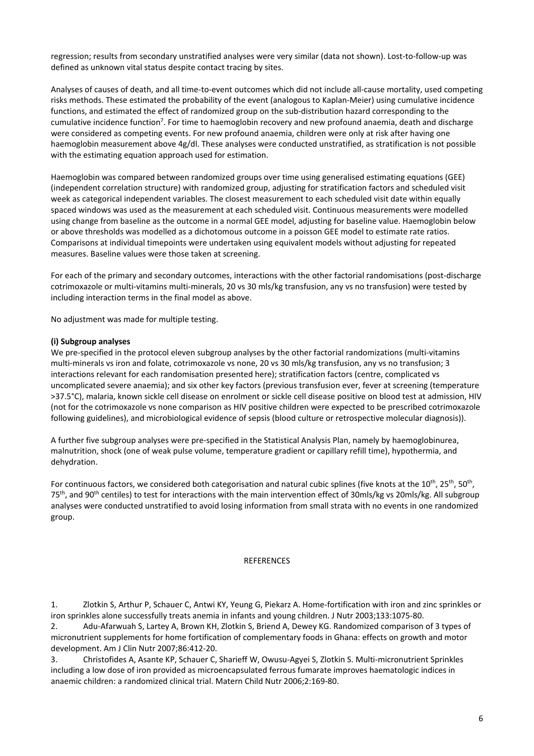regression; results from secondary unstratified analyses were very similar (data not shown). Lost-to-follow-up was defined as unknown vital status despite contact tracing by sites.

Analyses of causes of death, and all time-to-event outcomes which did not include all-cause mortality, used competing risks methods. These estimated the probability of the event (analogous to Kaplan-Meier) using cumulative incidence functions, and estimated the effect of randomized group on the sub-distribution hazard corresponding to the cumulative incidence function[7]. For time to haemoglobin recovery and new profound anaemia, death and discharge were considered as competing events. For new profound anaemia, children were only at risk after having one haemoglobin measurement above 4g/dl. These analyses were conducted unstratified, as stratification is not possible with the estimating equation approach used for estimation.

Haemoglobin was compared between randomized groups over time using generalised estimating equations (GEE) (independent correlation structure) with randomized group, adjusting for stratification factors and scheduled visit week as categorical independent variables. The closest measurement to each scheduled visit date within equally spaced windows was used as the measurement at each scheduled visit. Continuous measurements were modelled using change from baseline as the outcome in a normal GEE model, adjusting for baseline value. Haemoglobin below or above thresholds was modelled as a dichotomous outcome in a poisson GEE model to estimate rate ratios. Comparisons at individual timepoints were undertaken using equivalent models without adjusting for repeated measures. Baseline values were those taken at screening.

For each of the primary and secondary outcomes, interactions with the other factorial randomisations (post-discharge cotrimoxazole or multi-vitamins multi-minerals, 20 vs 30 mls/kg transfusion, any vs no transfusion) were tested by including interaction terms in the final model as above.

No adjustment was made for multiple testing.

**(i) Subgroup analyses**

We pre-specified in the protocol eleven subgroup analyses by the other factorial randomizations (multi-vitamins multi-minerals vs iron and folate, cotrimoxazole vs none, 20 vs 30 mls/kg transfusion, any vs no transfusion; 3 interactions relevant for each randomisation presented here); stratification factors (centre, complicated vs uncomplicated severe anaemia); and six other key factors (previous transfusion ever, fever at screening (temperature >37.5°C), malaria, known sickle cell disease on enrolment or sickle cell disease positive on blood test at admission, HIV (not for the cotrimoxazole vs none comparison as HIV positive children were expected to be prescribed cotrimoxazole following guidelines), and microbiological evidence of sepsis (blood culture or retrospective molecular diagnosis)).

A further five subgroup analyses were pre-specified in the Statistical Analysis Plan, namely by haemoglobinurea, malnutrition, shock (one of weak pulse volume, temperature gradient or capillary refill time), hypothermia, and dehydration.

For continuous factors, we considered both categorisation and natural cubic splines (five knots at the 10th, 25th, 50th, 75th, and 90th centiles) to test for interactions with the main intervention effect of 30mls/kg vs 20mls/kg. All subgroup analyses were conducted unstratified to avoid losing information from small strata with no events in one randomized group.

REFERENCES

1. Zlotkin S, Arthur P, Schauer C, Antwi KY, Yeung G, Piekarz A. Home-fortification with iron and zinc sprinkles or iron sprinkles alone successfully treats anemia in infants and young children. J Nutr 2003;133:1075-80.
2. Adu-Afarwuah S, Lartey A, Brown KH, Zlotkin S, Briend A, Dewey KG. Randomized comparison of 3 types of micronutrient supplements for home fortification of complementary foods in Ghana: effects on growth and motor development. Am J Clin Nutr 2007;86:412-20.
3. Christofides A, Asante KP, Schauer C, Sharieff W, Owusu-Agyei S, Zlotkin S. Multi-micronutrient Sprinkles including a low dose of iron provided as microencapsulated ferrous fumarate improves haematologic indices in anaemic children: a randomized clinical trial. Matern Child Nutr 2006;2:169-80.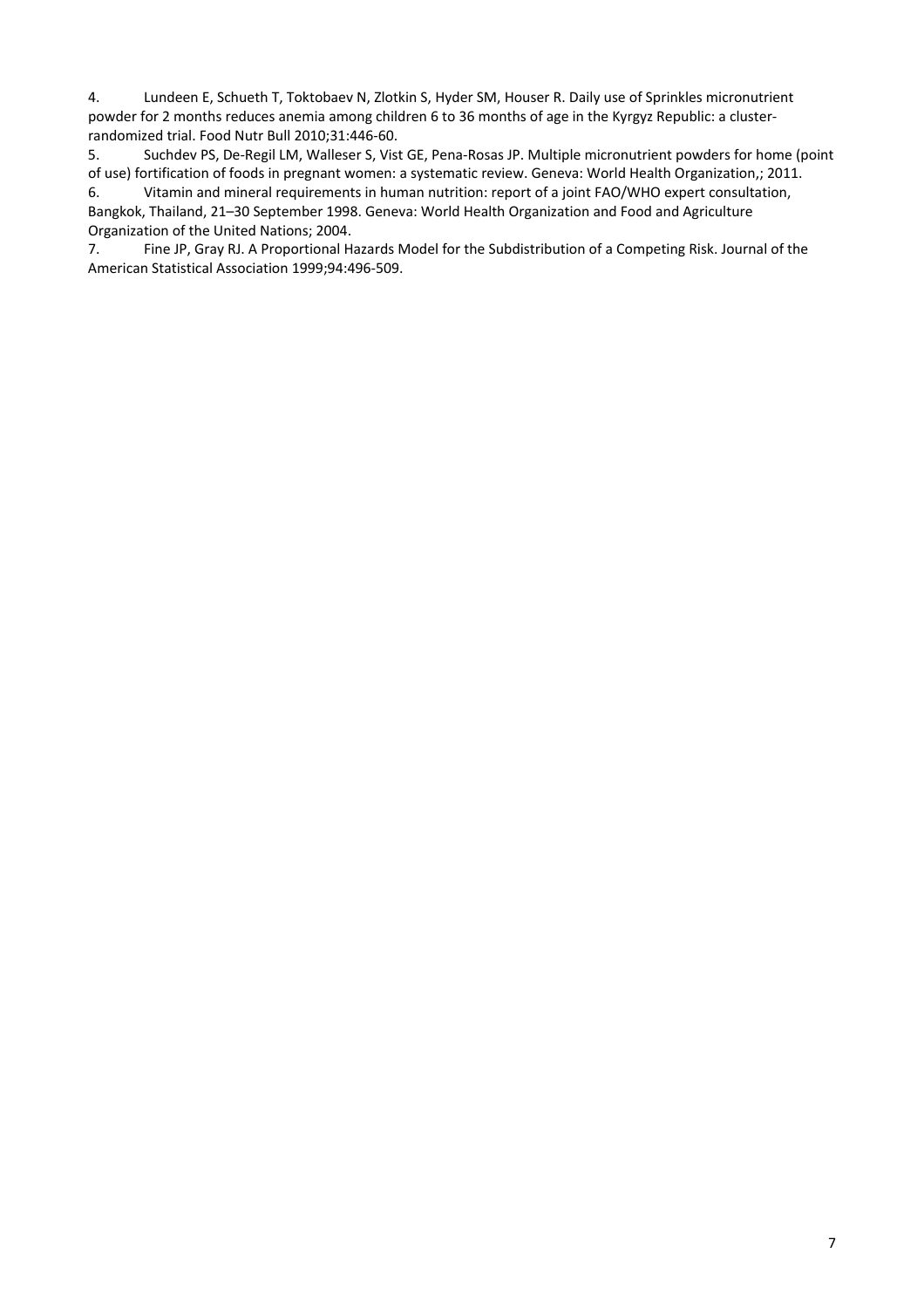4. Lundeen E, Schueth T, Toktobaev N, Zlotkin S, Hyder SM, Houser R. Daily use of Sprinkles micronutrient powder for 2 months reduces anemia among children 6 to 36 months of age in the Kyrgyz Republic: a cluster-randomized trial. Food Nutr Bull 2010;31:446-60.
5. Suchdev PS, De-Regil LM, Walleser S, Vist GE, Pena-Rosas JP. Multiple micronutrient powders for home (point of use) fortification of foods in pregnant women: a systematic review. Geneva: World Health Organization,; 2011.
6. Vitamin and mineral requirements in human nutrition: report of a joint FAO/WHO expert consultation, Bangkok, Thailand, 21–30 September 1998. Geneva: World Health Organization and Food and Agriculture Organization of the United Nations; 2004.
7. Fine JP, Gray RJ. A Proportional Hazards Model for the Subdistribution of a Competing Risk. Journal of the American Statistical Association 1999;94:496-509.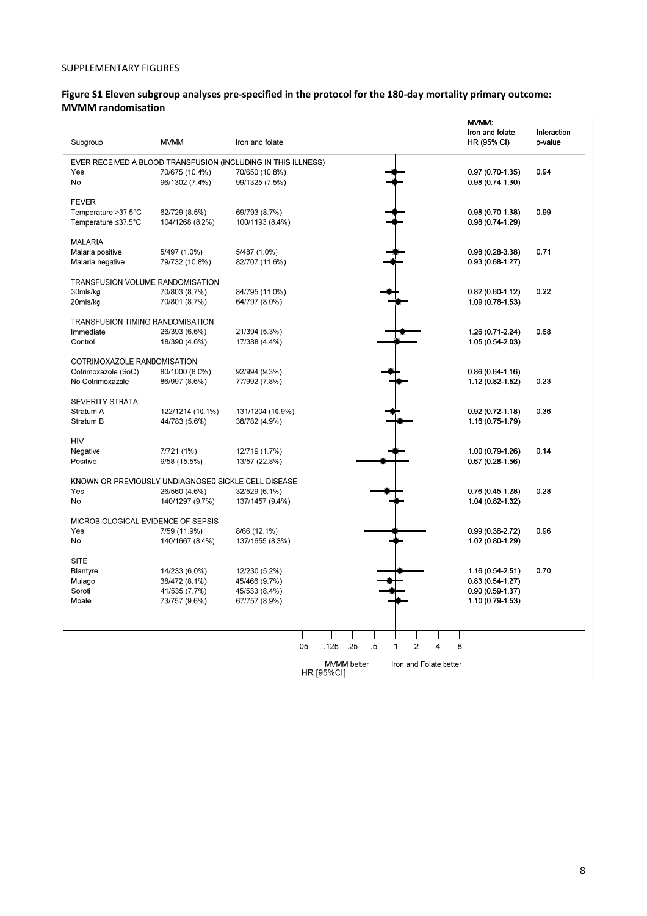SUPPLEMENTARY FIGURES

**Figure S1 Eleven subgroup analyses pre-specified in the protocol for the 180-day mortality primary outcome: MVMM randomisation**

| Subgroup | MVMM | Iron and folate | MVMM: Iron and folate HR (95% CI) | Interaction p-value |
|---|---|---|---|---|
| EVER RECEIVED A BLOOD TRANSFUSION (INCLUDING IN THIS ILLNESS) | | | | |
| Yes | 70/675 (10.4%) | 70/650 (10.8%) | 0.97 (0.70-1.35) | 0.94 |
| No | 96/1302 (7.4%) | 99/1325 (7.5%) | 0.98 (0.74-1.30) | |
| FEVER | | | | |
| Temperature >37.5°C | 62/729 (8.5%) | 69/793 (8.7%) | 0.98 (0.70-1.38) | 0.99 |
| Temperature ≤37.5°C | 104/1268 (8.2%) | 100/1193 (8.4%) | 0.98 (0.74-1.29) | |
| MALARIA | | | | |
| Malaria positive | 5/497 (1.0%) | 5/487 (1.0%) | 0.98 (0.28-3.38) | 0.71 |
| Malaria negative | 79/732 (10.8%) | 82/707 (11.6%) | 0.93 (0.68-1.27) | |
| TRANSFUSION VOLUME RANDOMISATION | | | | |
| 30mls/kg | 70/803 (8.7%) | 84/795 (11.0%) | 0.82 (0.60-1.12) | 0.22 |
| 20mls/kg | 70/801 (8.7%) | 64/797 (8.0%) | 1.09 (0.78-1.53) | |
| TRANSFUSION TIMING RANDOMISATION | | | | |
| Immediate | 26/393 (6.6%) | 21/394 (5.3%) | 1.26 (0.71-2.24) | 0.68 |
| Control | 18/390 (4.6%) | 17/388 (4.4%) | 1.05 (0.54-2.03) | |
| COTRIMOXAZOLE RANDOMISATION | | | | |
| Cotrimoxazole (SoC) | 80/1000 (8.0%) | 92/994 (9.3%) | 0.86 (0.64-1.16) | |
| No Cotrimoxazole | 86/997 (8.6%) | 77/992 (7.8%) | 1.12 (0.82-1.52) | 0.23 |
| SEVERITY STRATA | | | | |
| Stratum A | 122/1214 (10.1%) | 131/1204 (10.9%) | 0.92 (0.72-1.18) | 0.36 |
| Stratum B | 44/783 (5.6%) | 38/782 (4.9%) | 1.16 (0.75-1.79) | |
| HIV | | | | |
| Negative | 7/721 (1%) | 12/719 (1.7%) | 1.00 (0.79-1.26) | 0.14 |
| Positive | 9/58 (15.5%) | 13/57 (22.8%) | 0.67 (0.28-1.56) | |
| KNOWN OR PREVIOUSLY UNDIAGNOSED SICKLE CELL DISEASE | | | | |
| Yes | 26/560 (4.6%) | 32/529 (6.1%) | 0.76 (0.45-1.28) | 0.28 |
| No | 140/1297 (9.7%) | 137/1457 (9.4%) | 1.04 (0.82-1.32) | |
| MICROBIOLOGICAL EVIDENCE OF SEPSIS | | | | |
| Yes | 7/59 (11.9%) | 8/66 (12.1%) | 0.99 (0.36-2.72) | 0.96 |
| No | 140/1667 (8.4%) | 137/1655 (8.3%) | 1.02 (0.80-1.29) | |
| SITE | | | | |
| Blantyre | 14/233 (6.0%) | 12/230 (5.2%) | 1.16 (0.54-2.51) | 0.70 |
| Mulago | 38/472 (8.1%) | 45/466 (9.7%) | 0.83 (0.54-1.27) | |
| Soroti | 41/535 (7.7%) | 45/533 (8.4%) | 0.90 (0.59-1.37) | |
| Mbale | 73/757 (9.6%) | 67/757 (8.9%) | 1.10 (0.79-1.53) | |

HR [95%CI] (axis: .05, .125, .25, .5, 1, 2, 4, 8; MVMM better ← → Iron and Folate better)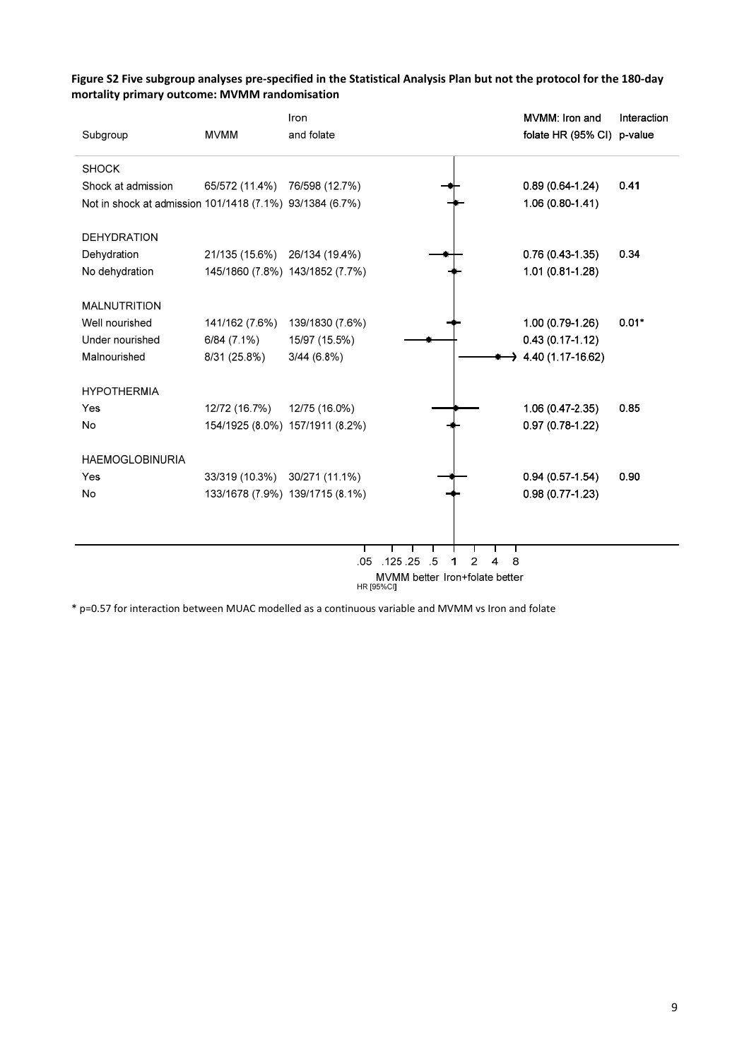**Figure S2 Five subgroup analyses pre-specified in the Statistical Analysis Plan but not the protocol for the 180-day mortality primary outcome: MVMM randomisation**

| Subgroup | MVMM | Iron and folate | MVMM: Iron and folate HR (95% CI) | Interaction p-value |
|---|---|---|---|---|
| **SHOCK** | | | | |
| Shock at admission | 65/572 (11.4%) | 76/598 (12.7%) | 0.89 (0.64-1.24) | 0.41 |
| Not in shock at admission | 101/1418 (7.1%) | 93/1384 (6.7%) | 1.06 (0.80-1.41) | |
| **DEHYDRATION** | | | | |
| Dehydration | 21/135 (15.6%) | 26/134 (19.4%) | 0.76 (0.43-1.35) | 0.34 |
| No dehydration | 145/1860 (7.8%) | 143/1852 (7.7%) | 1.01 (0.81-1.28) | |
| **MALNUTRITION** | | | | |
| Well nourished | 141/162 (7.6%) | 139/1830 (7.6%) | 1.00 (0.79-1.26) | 0.01* |
| Under nourished | 6/84 (7.1%) | 15/97 (15.5%) | 0.43 (0.17-1.12) | |
| Malnourished | 8/31 (25.8%) | 3/44 (6.8%) | 4.40 (1.17-16.62) | |
| **HYPOTHERMIA** | | | | |
| Yes | 12/72 (16.7%) | 12/75 (16.0%) | 1.06 (0.47-2.35) | 0.85 |
| No | 154/1925 (8.0%) | 157/1911 (8.2%) | 0.97 (0.78-1.22) | |
| **HAEMOGLOBINURIA** | | | | |
| Yes | 33/319 (10.3%) | 30/271 (11.1%) | 0.94 (0.57-1.54) | 0.90 |
| No | 133/1678 (7.9%) | 139/1715 (8.1%) | 0.98 (0.77-1.23) | |

Axis: .05 .125 .25 .5 1 2 4 8 — HR [95%CI]; MVMM better / Iron+folate better

\* p=0.57 for interaction between MUAC modelled as a continuous variable and MVMM vs Iron and folate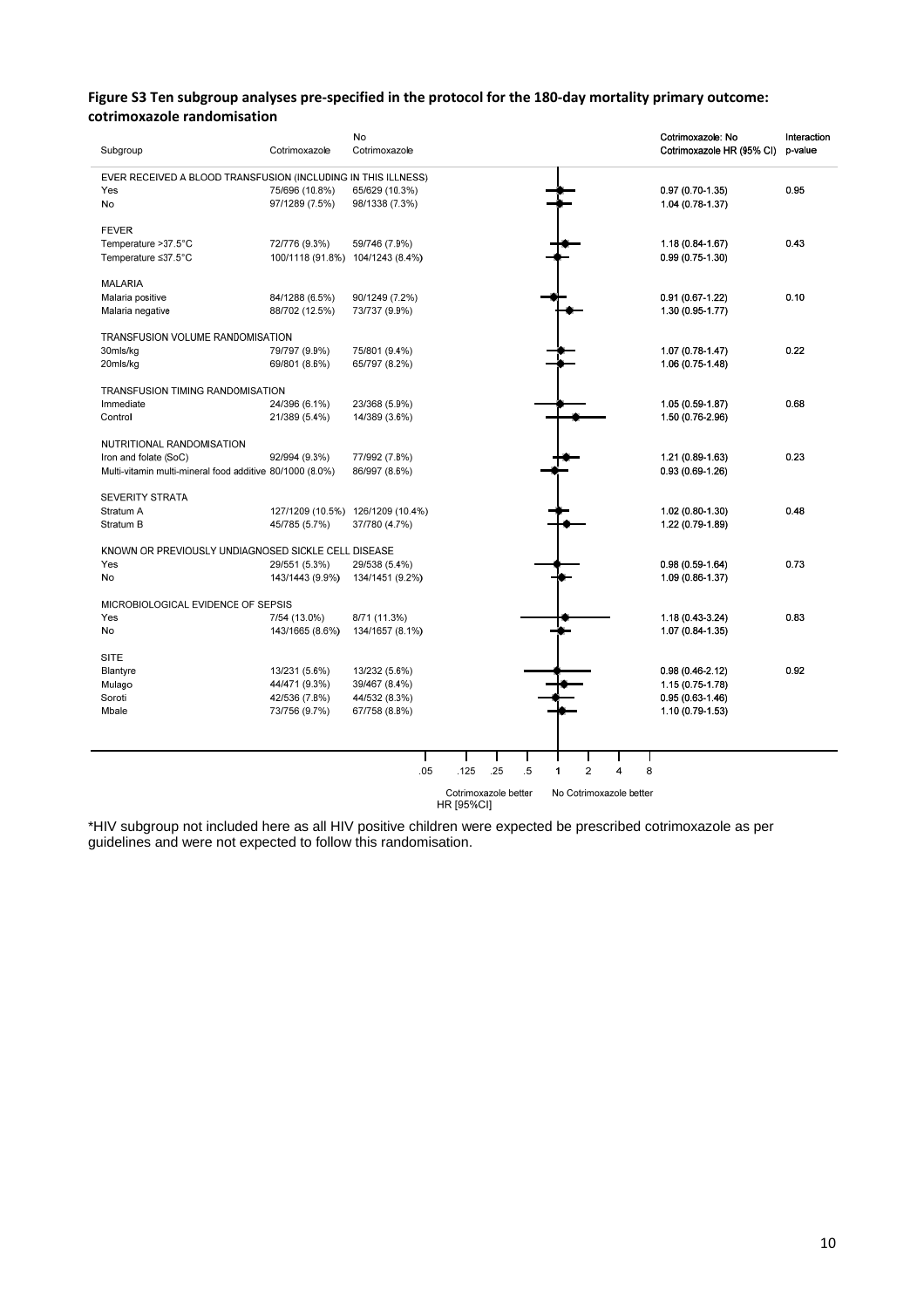**Figure S3 Ten subgroup analyses pre-specified in the protocol for the 180-day mortality primary outcome: cotrimoxazole randomisation**

| Subgroup | Cotrimoxazole | No Cotrimoxazole | Cotrimoxazole: No Cotrimoxazole HR (95% CI) | Interaction p-value |
|---|---|---|---|---|
| EVER RECEIVED A BLOOD TRANSFUSION (INCLUDING IN THIS ILLNESS) | | | | |
| Yes | 75/696 (10.8%) | 65/629 (10.3%) | 0.97 (0.70-1.35) | 0.95 |
| No | 97/1289 (7.5%) | 98/1338 (7.3%) | 1.04 (0.78-1.37) | |
| FEVER | | | | |
| Temperature >37.5°C | 72/776 (9.3%) | 59/746 (7.9%) | 1.18 (0.84-1.67) | 0.43 |
| Temperature ≤37.5°C | 100/1118 (91.8%) | 104/1243 (8.4%) | 0.99 (0.75-1.30) | |
| MALARIA | | | | |
| Malaria positive | 84/1288 (6.5%) | 90/1249 (7.2%) | 0.91 (0.67-1.22) | 0.10 |
| Malaria negative | 88/702 (12.5%) | 73/737 (9.9%) | 1.30 (0.95-1.77) | |
| TRANSFUSION VOLUME RANDOMISATION | | | | |
| 30mls/kg | 79/797 (9.9%) | 75/801 (9.4%) | 1.07 (0.78-1.47) | 0.22 |
| 20mls/kg | 69/801 (8.6%) | 65/797 (8.2%) | 1.06 (0.75-1.48) | |
| TRANSFUSION TIMING RANDOMISATION | | | | |
| Immediate | 24/396 (6.1%) | 23/368 (5.9%) | 1.05 (0.59-1.87) | 0.68 |
| Control | 21/389 (5.4%) | 14/389 (3.6%) | 1.50 (0.76-2.96) | |
| NUTRITIONAL RANDOMISATION | | | | |
| Iron and folate (SoC) | 92/994 (9.3%) | 77/992 (7.8%) | 1.21 (0.89-1.63) | 0.23 |
| Multi-vitamin multi-mineral food additive | 80/1000 (8.0%) | 86/997 (8.6%) | 0.93 (0.69-1.26) | |
| SEVERITY STRATA | | | | |
| Stratum A | 127/1209 (10.5%) | 126/1209 (10.4%) | 1.02 (0.80-1.30) | 0.48 |
| Stratum B | 45/785 (5.7%) | 37/780 (4.7%) | 1.22 (0.79-1.89) | |
| KNOWN OR PREVIOUSLY UNDIAGNOSED SICKLE CELL DISEASE | | | | |
| Yes | 29/551 (5.3%) | 29/538 (5.4%) | 0.98 (0.59-1.64) | 0.73 |
| No | 143/1443 (9.9%) | 134/1451 (9.2%) | 1.09 (0.86-1.37) | |
| MICROBIOLOGICAL EVIDENCE OF SEPSIS | | | | |
| Yes | 7/54 (13.0%) | 8/71 (11.3%) | 1.18 (0.43-3.24) | 0.83 |
| No | 143/1665 (8.6%) | 134/1657 (8.1%) | 1.07 (0.84-1.35) | |
| SITE | | | | |
| Blantyre | 13/231 (5.6%) | 13/232 (5.6%) | 0.98 (0.46-2.12) | 0.92 |
| Mulago | 44/471 (9.3%) | 39/467 (8.4%) | 1.15 (0.75-1.78) | |
| Soroti | 42/536 (7.8%) | 44/532 (8.3%) | 0.95 (0.63-1.46) | |
| Mbale | 73/756 (9.7%) | 67/758 (8.8%) | 1.10 (0.79-1.53) | |

HR [95%CI] (axis: .05, .125, .25, .5, 1, 2, 4, 8; Cotrimoxazole better ← → No Cotrimoxazole better)

*HIV subgroup not included here as all HIV positive children were expected be prescribed cotrimoxazole as per guidelines and were not expected to follow this randomisation.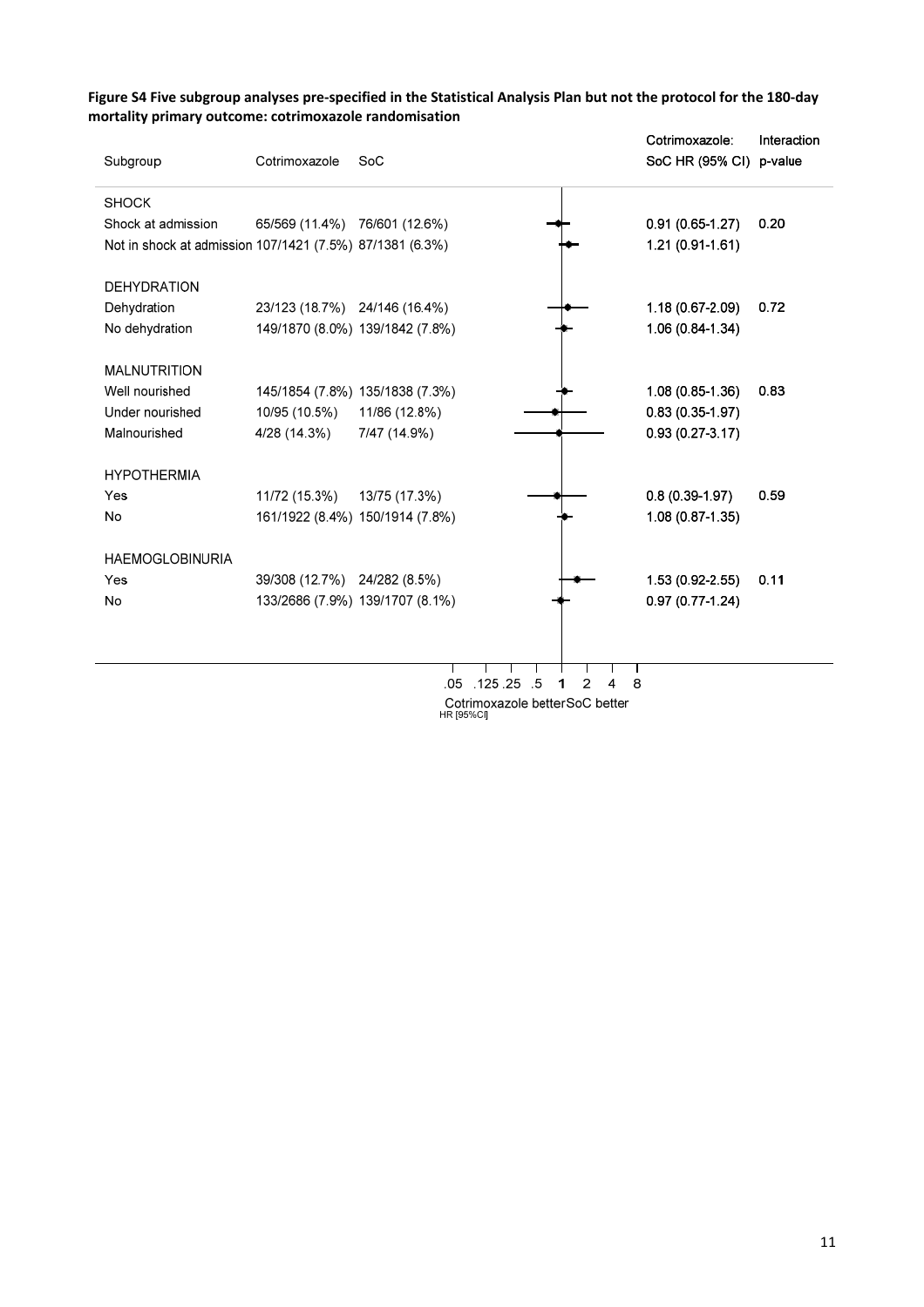**Figure S4 Five subgroup analyses pre-specified in the Statistical Analysis Plan but not the protocol for the 180-day mortality primary outcome: cotrimoxazole randomisation**

| Subgroup | Cotrimoxazole | SoC | Cotrimoxazole: SoC HR (95% CI) | Interaction p-value |
|---|---|---|---|---|
| **SHOCK** | | | | |
| Shock at admission | 65/569 (11.4%) | 76/601 (12.6%) | 0.91 (0.65-1.27) | 0.20 |
| Not in shock at admission | 107/1421 (7.5%) | 87/1381 (6.3%) | 1.21 (0.91-1.61) | |
| **DEHYDRATION** | | | | |
| Dehydration | 23/123 (18.7%) | 24/146 (16.4%) | 1.18 (0.67-2.09) | 0.72 |
| No dehydration | 149/1870 (8.0%) | 139/1842 (7.8%) | 1.06 (0.84-1.34) | |
| **MALNUTRITION** | | | | |
| Well nourished | 145/1854 (7.8%) | 135/1838 (7.3%) | 1.08 (0.85-1.36) | 0.83 |
| Under nourished | 10/95 (10.5%) | 11/86 (12.8%) | 0.83 (0.35-1.97) | |
| Malnourished | 4/28 (14.3%) | 7/47 (14.9%) | 0.93 (0.27-3.17) | |
| **HYPOTHERMIA** | | | | |
| Yes | 11/72 (15.3%) | 13/75 (17.3%) | 0.8 (0.39-1.97) | 0.59 |
| No | 161/1922 (8.4%) | 150/1914 (7.8%) | 1.08 (0.87-1.35) | |
| **HAEMOGLOBINURIA** | | | | |
| Yes | 39/308 (12.7%) | 24/282 (8.5%) | 1.53 (0.92-2.55) | 0.11 |
| No | 133/2686 (7.9%) | 139/1707 (8.1%) | 0.97 (0.77-1.24) | |

HR [95%CI] axis: .05 .125 .25 .5 1 2 4 8 — Cotrimoxazole better / SoC better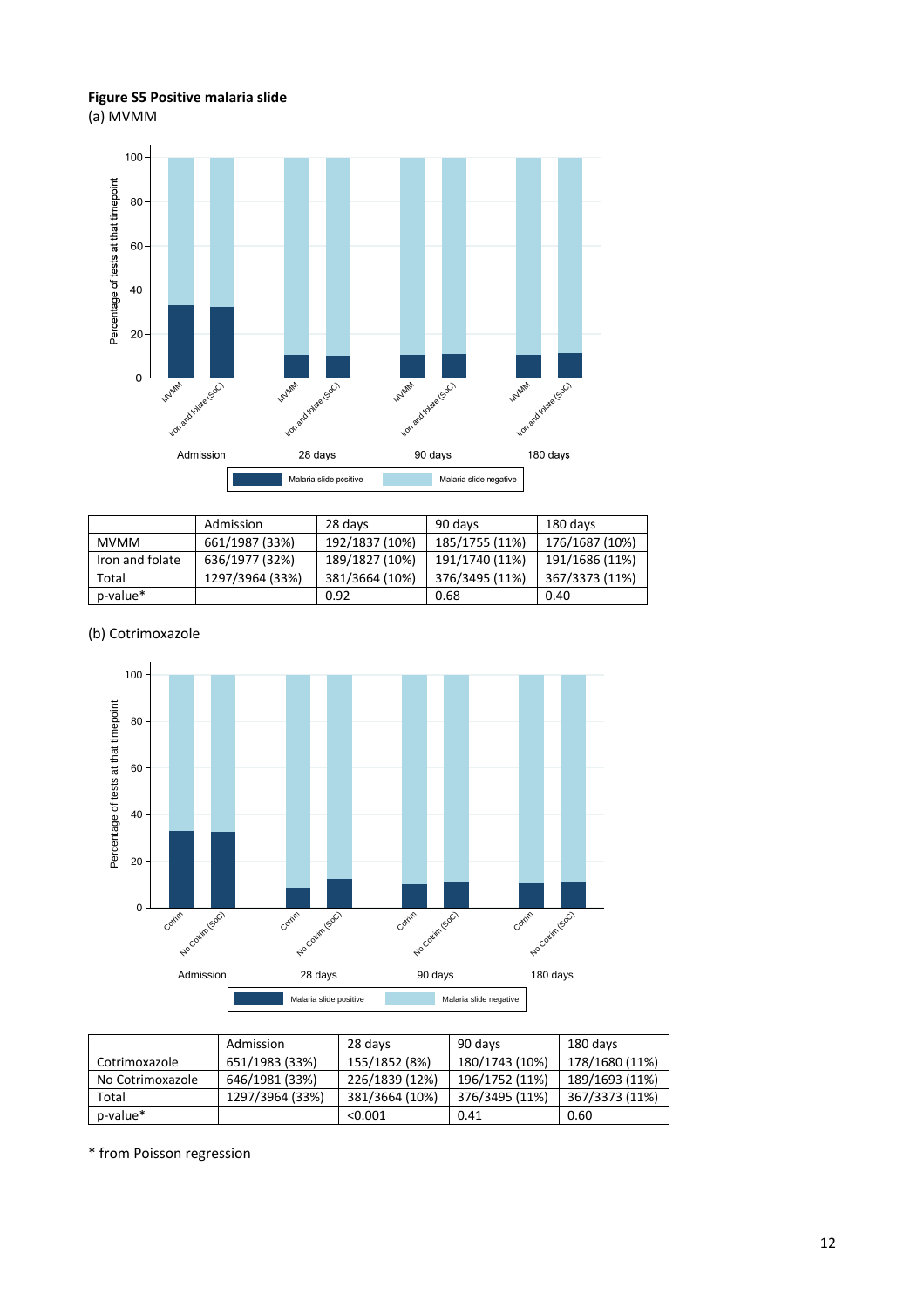**Figure S5 Positive malaria slide**

(a) MVMM

| | Admission | 28 days | 90 days | 180 days |
|---|---|---|---|---|
| MVMM | 661/1987 (33%) | 192/1837 (10%) | 185/1755 (11%) | 176/1687 (10%) |
| Iron and folate | 636/1977 (32%) | 189/1827 (10%) | 191/1740 (11%) | 191/1686 (11%) |
| Total | 1297/3964 (33%) | 381/3664 (10%) | 376/3495 (11%) | 367/3373 (11%) |
| p-value* | | 0.92 | 0.68 | 0.40 |

(b) Cotrimoxazole

| | Admission | 28 days | 90 days | 180 days |
|---|---|---|---|---|
| Cotrimoxazole | 651/1983 (33%) | 155/1852 (8%) | 180/1743 (10%) | 178/1680 (11%) |
| No Cotrimoxazole | 646/1981 (33%) | 226/1839 (12%) | 196/1752 (11%) | 189/1693 (11%) |
| Total | 1297/3964 (33%) | 381/3664 (10%) | 376/3495 (11%) | 367/3373 (11%) |
| p-value* | | <0.001 | 0.41 | 0.60 |

* from Poisson regression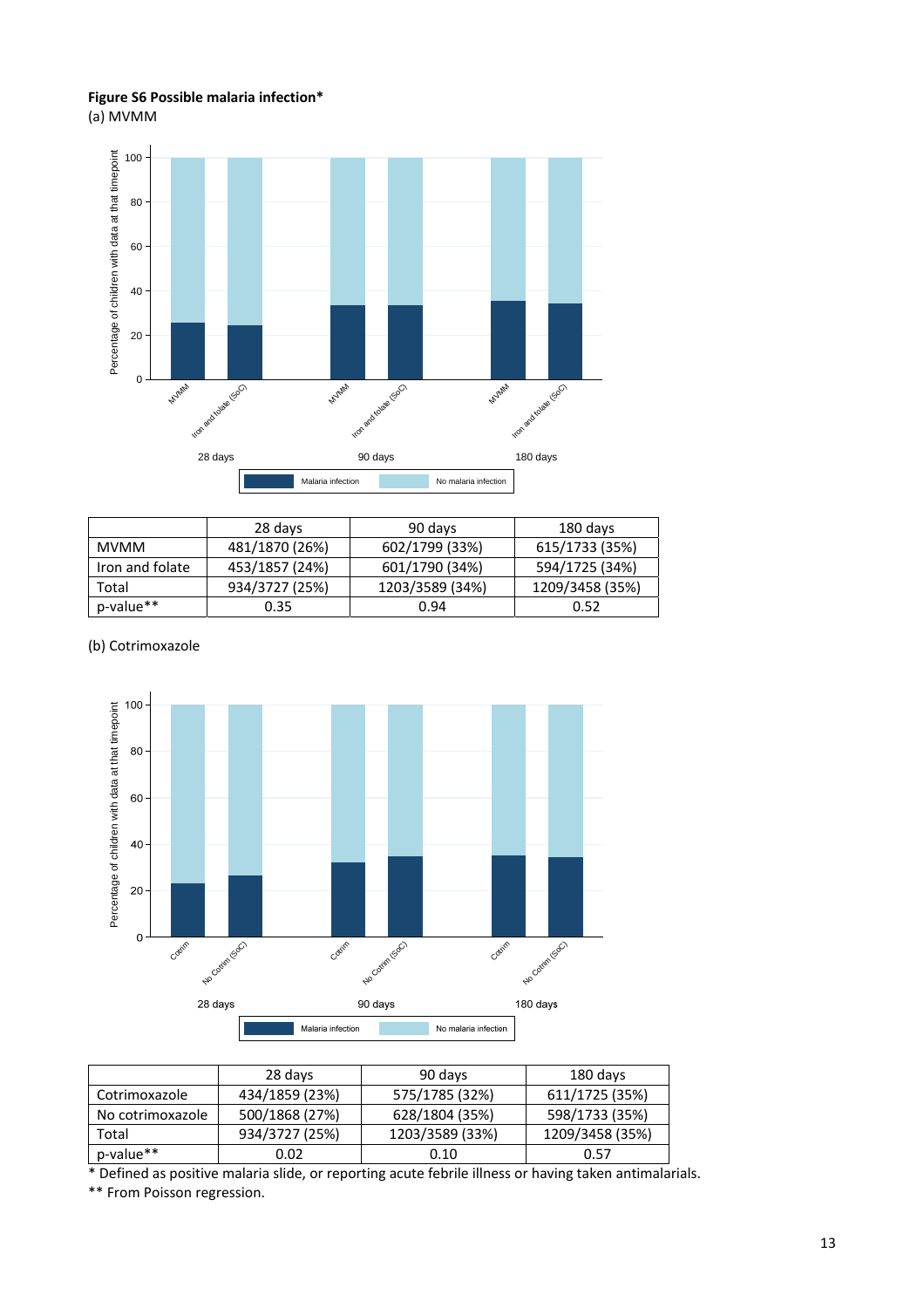**Figure S6 Possible malaria infection***

(a) MVMM

|  | 28 days | 90 days | 180 days |
|---|---|---|---|
| MVMM | 481/1870 (26%) | 602/1799 (33%) | 615/1733 (35%) |
| Iron and folate | 453/1857 (24%) | 601/1790 (34%) | 594/1725 (34%) |
| Total | 934/3727 (25%) | 1203/3589 (34%) | 1209/3458 (35%) |
| p-value** | 0.35 | 0.94 | 0.52 |

(b) Cotrimoxazole

|  | 28 days | 90 days | 180 days |
|---|---|---|---|
| Cotrimoxazole | 434/1859 (23%) | 575/1785 (32%) | 611/1725 (35%) |
| No cotrimoxazole | 500/1868 (27%) | 628/1804 (35%) | 598/1733 (35%) |
| Total | 934/3727 (25%) | 1203/3589 (33%) | 1209/3458 (35%) |
| p-value** | 0.02 | 0.10 | 0.57 |

* Defined as positive malaria slide, or reporting acute febrile illness or having taken antimalarials.

** From Poisson regression.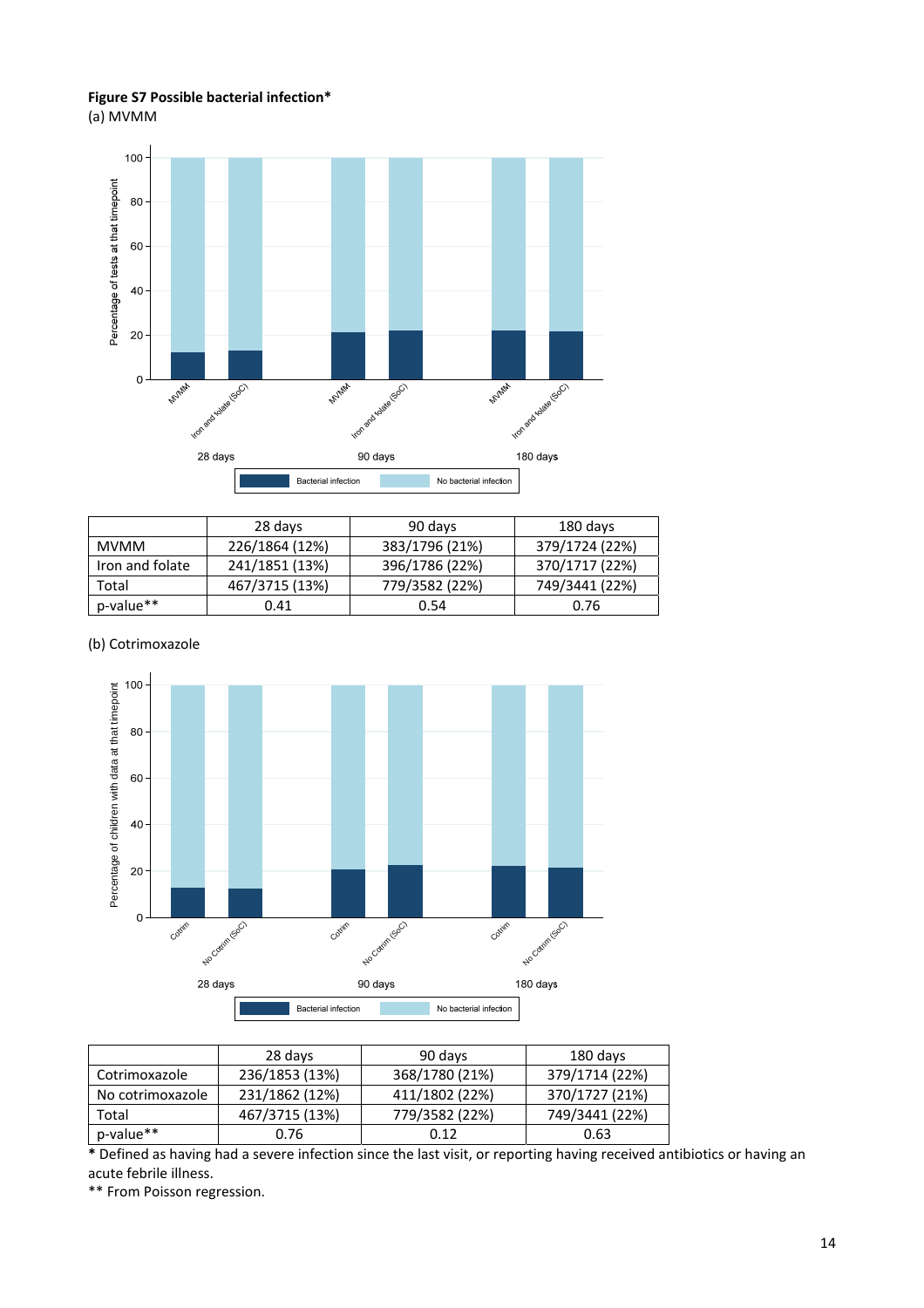**Figure S7 Possible bacterial infection***

(a) MVMM

| | 28 days | 90 days | 180 days |
|---|---|---|---|
| MVMM | 226/1864 (12%) | 383/1796 (21%) | 379/1724 (22%) |
| Iron and folate | 241/1851 (13%) | 396/1786 (22%) | 370/1717 (22%) |
| Total | 467/3715 (13%) | 779/3582 (22%) | 749/3441 (22%) |
| p-value** | 0.41 | 0.54 | 0.76 |

(b) Cotrimoxazole

| | 28 days | 90 days | 180 days |
|---|---|---|---|
| Cotrimoxazole | 236/1853 (13%) | 368/1780 (21%) | 379/1714 (22%) |
| No cotrimoxazole | 231/1862 (12%) | 411/1802 (22%) | 370/1727 (21%) |
| Total | 467/3715 (13%) | 779/3582 (22%) | 749/3441 (22%) |
| p-value** | 0.76 | 0.12 | 0.63 |

* Defined as having had a severe infection since the last visit, or reporting having received antibiotics or having an acute febrile illness.

** From Poisson regression.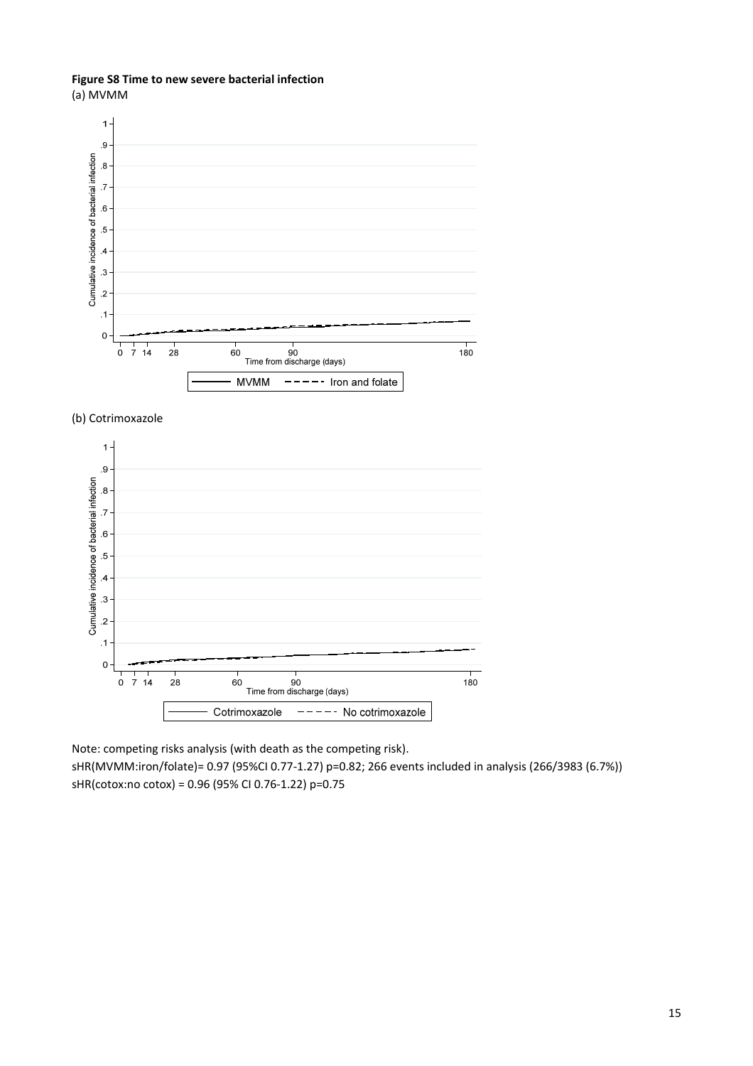**Figure S8 Time to new severe bacterial infection**

(a) MVMM

(b) Cotrimoxazole

Note: competing risks analysis (with death as the competing risk).

sHR(MVMM:iron/folate)= 0.97 (95%CI 0.77-1.27) p=0.82; 266 events included in analysis (266/3983 (6.7%))

sHR(cotox:no cotox) = 0.96 (95% CI 0.76-1.22) p=0.75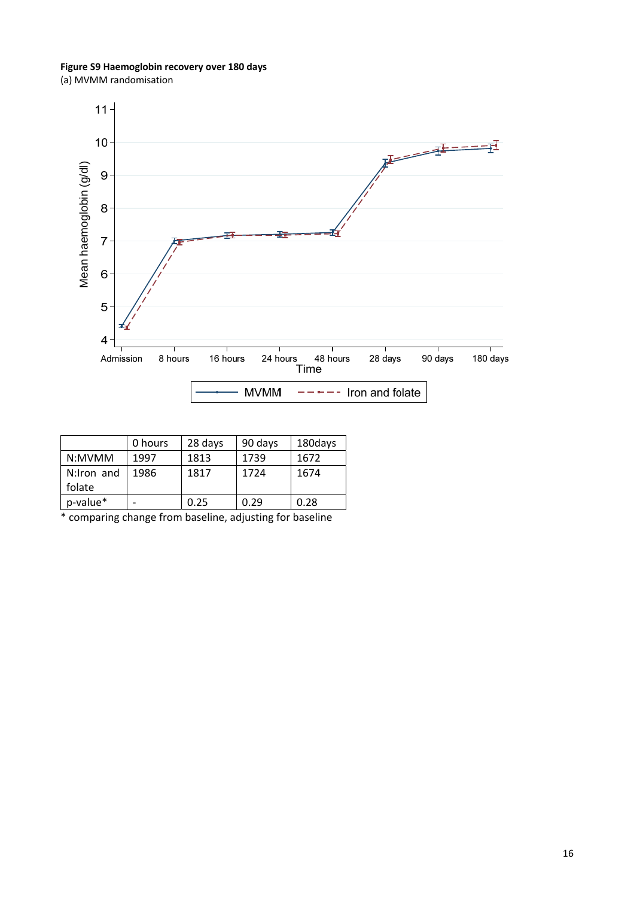**Figure S9 Haemoglobin recovery over 180 days**

(a) MVMM randomisation

|  | 0 hours | 28 days | 90 days | 180days |
| --- | --- | --- | --- | --- |
| N:MVMM | 1997 | 1813 | 1739 | 1672 |
| N:Iron and folate | 1986 | 1817 | 1724 | 1674 |
| p-value* | - | 0.25 | 0.29 | 0.28 |

* comparing change from baseline, adjusting for baseline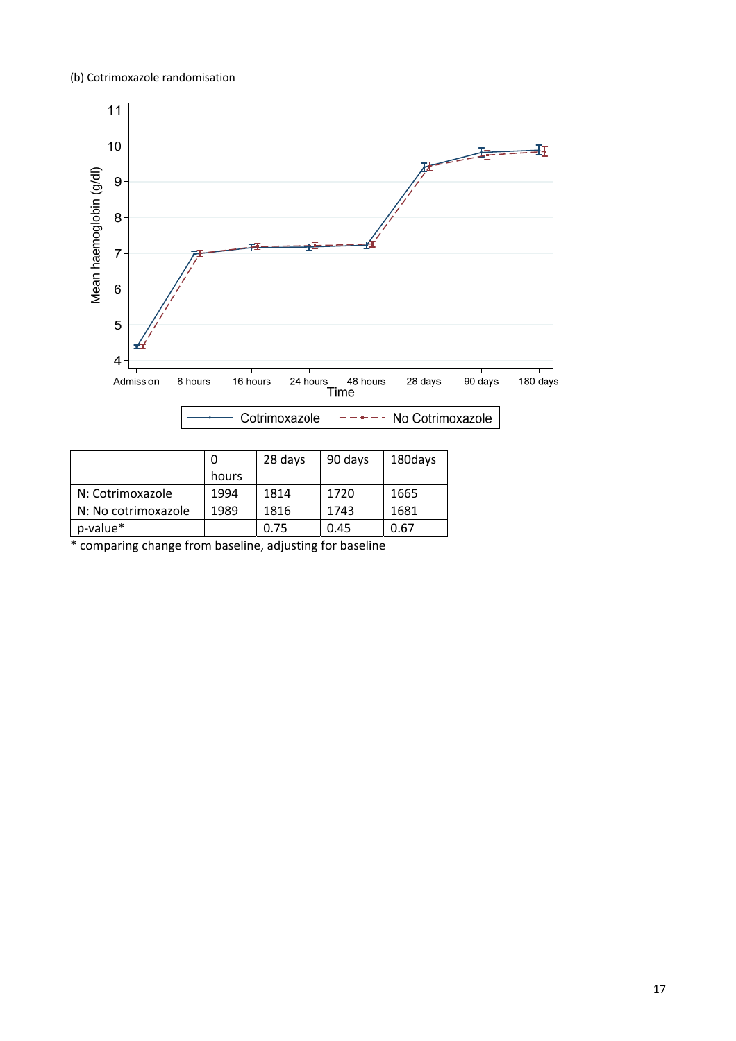(b) Cotrimoxazole randomisation

| | 0 hours | 28 days | 90 days | 180days |
|---|---|---|---|---|
| N: Cotrimoxazole | 1994 | 1814 | 1720 | 1665 |
| N: No cotrimoxazole | 1989 | 1816 | 1743 | 1681 |
| p-value* | | 0.75 | 0.45 | 0.67 |

* comparing change from baseline, adjusting for baseline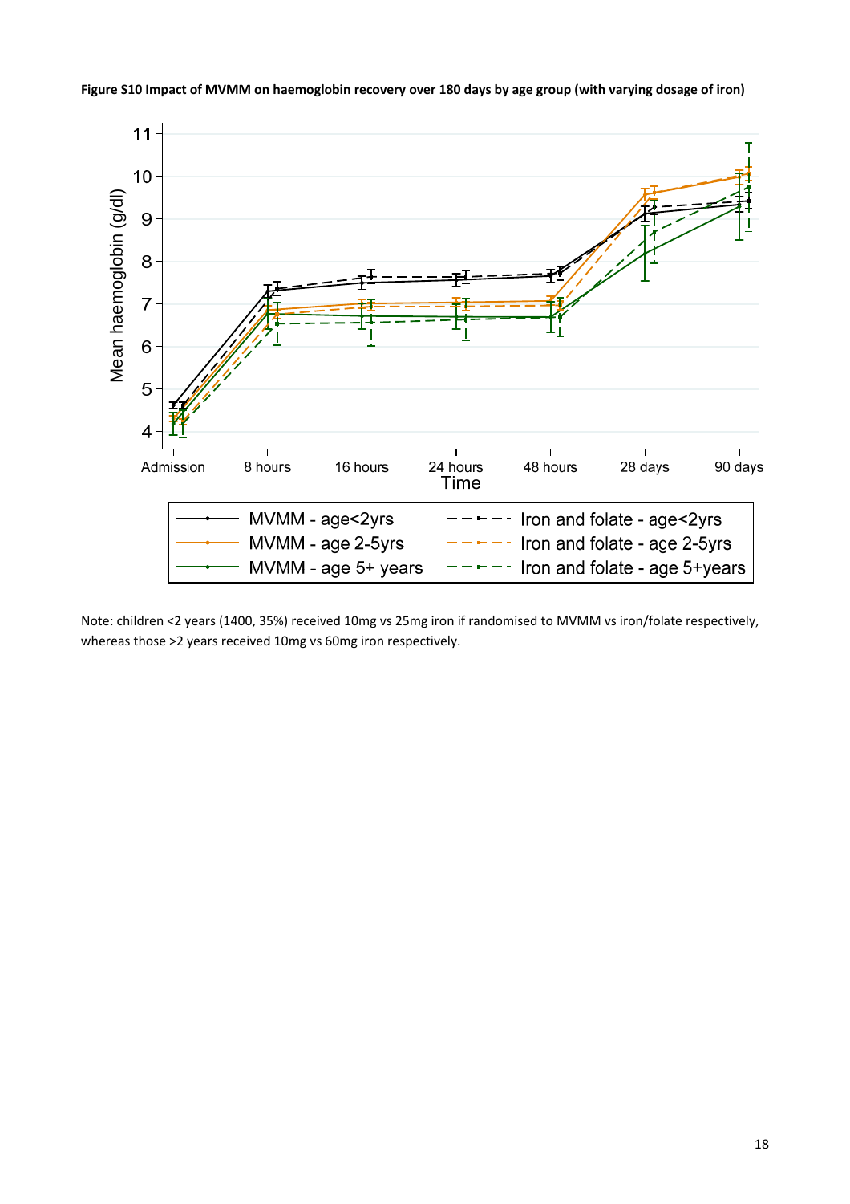**Figure S10 Impact of MVMM on haemoglobin recovery over 180 days by age group (with varying dosage of iron)**

Note: children <2 years (1400, 35%) received 10mg vs 25mg iron if randomised to MVMM vs iron/folate respectively, whereas those >2 years received 10mg vs 60mg iron respectively.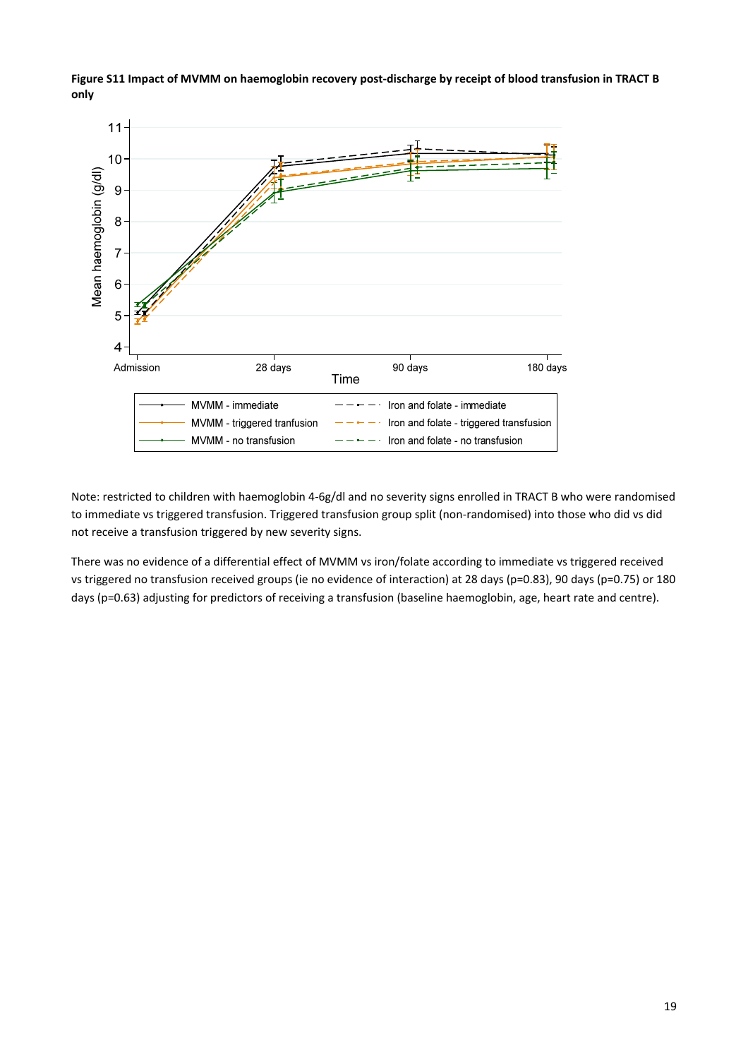**Figure S11 Impact of MVMM on haemoglobin recovery post-discharge by receipt of blood transfusion in TRACT B only**

Note: restricted to children with haemoglobin 4-6g/dl and no severity signs enrolled in TRACT B who were randomised to immediate vs triggered transfusion. Triggered transfusion group split (non-randomised) into those who did vs did not receive a transfusion triggered by new severity signs.

There was no evidence of a differential effect of MVMM vs iron/folate according to immediate vs triggered received vs triggered no transfusion received groups (ie no evidence of interaction) at 28 days (p=0.83), 90 days (p=0.75) or 180 days (p=0.63) adjusting for predictors of receiving a transfusion (baseline haemoglobin, age, heart rate and centre).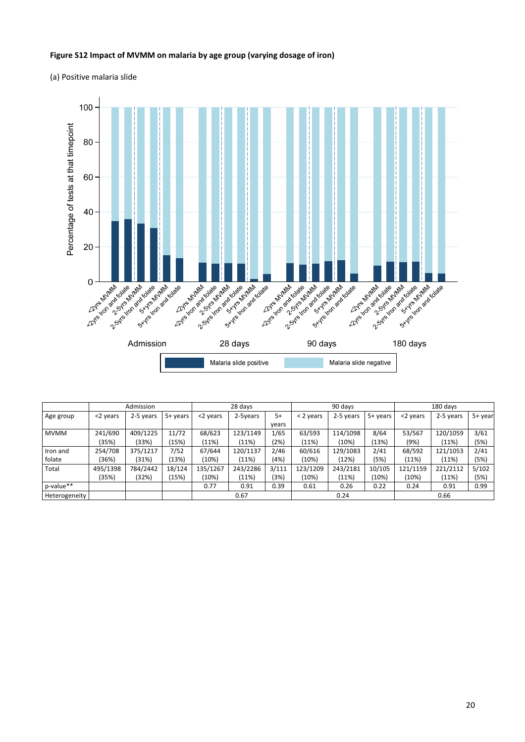**Figure S12 Impact of MVMM on malaria by age group (varying dosage of iron)**

(a) Positive malaria slide

|  | Admission |  |  | 28 days |  |  | 90 days |  |  | 180 days |  |  |
|---|---|---|---|---|---|---|---|---|---|---|---|---|
| Age group | <2 years | 2-5 years | 5+ years | <2 years | 2-5years | 5+ years | < 2 years | 2-5 years | 5+ years | <2 years | 2-5 years | 5+ year |
| MVMM | 241/690 (35%) | 409/1225 (33%) | 11/72 (15%) | 68/623 (11%) | 123/1149 (11%) | 1/65 (2%) | 63/593 (11%) | 114/1098 (10%) | 8/64 (13%) | 53/567 (9%) | 120/1059 (11%) | 3/61 (5%) |
| Iron and folate | 254/708 (36%) | 375/1217 (31%) | 7/52 (13%) | 67/644 (10%) | 120/1137 (11%) | 2/46 (4%) | 60/616 (10%) | 129/1083 (12%) | 2/41 (5%) | 68/592 (11%) | 121/1053 (11%) | 2/41 (5%) |
| Total | 495/1398 (35%) | 784/2442 (32%) | 18/124 (15%) | 135/1267 (10%) | 243/2286 (11%) | 3/111 (3%) | 123/1209 (10%) | 243/2181 (11%) | 10/105 (10%) | 121/1159 (10%) | 221/2112 (11%) | 5/102 (5%) |
| p-value** |  |  |  | 0.77 | 0.91 | 0.39 | 0.61 | 0.26 | 0.22 | 0.24 | 0.91 | 0.99 |
| Heterogeneity |  |  |  | 0.67 |  |  | 0.24 |  |  | 0.66 |  |  |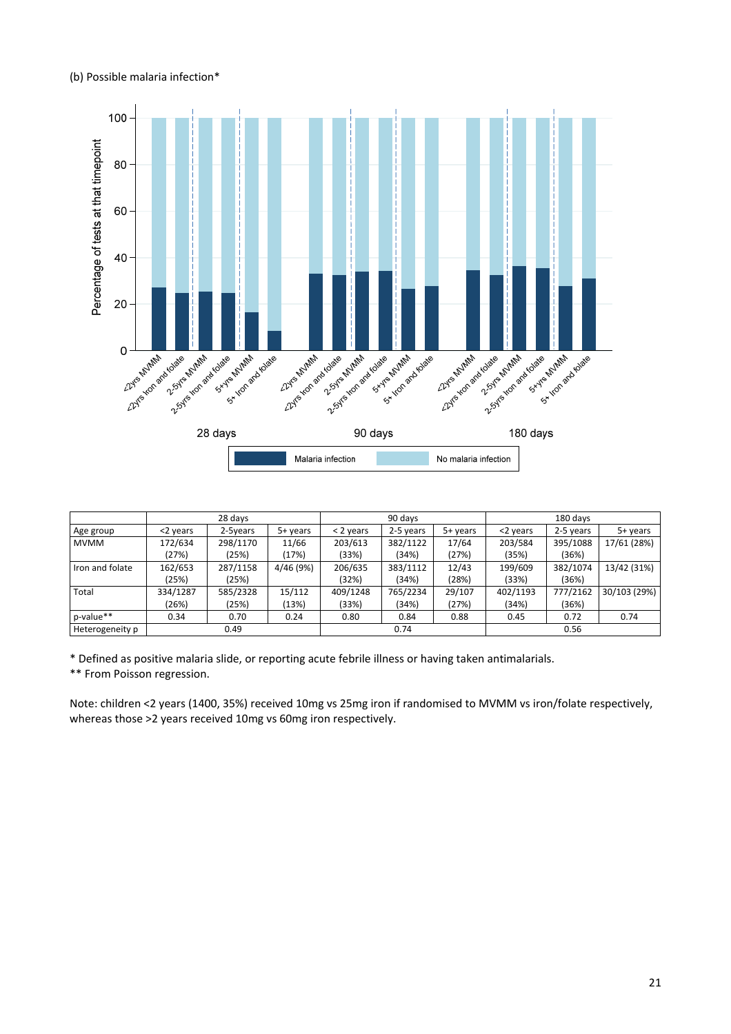(b) Possible malaria infection*

|  | 28 days | | | 90 days | | | 180 days | | |
|---|---|---|---|---|---|---|---|---|---|
| Age group | <2 years | 2-5years | 5+ years | < 2 years | 2-5 years | 5+ years | <2 years | 2-5 years | 5+ years |
| MVMM | 172/634 (27%) | 298/1170 (25%) | 11/66 (17%) | 203/613 (33%) | 382/1122 (34%) | 17/64 (27%) | 203/584 (35%) | 395/1088 (36%) | 17/61 (28%) |
| Iron and folate | 162/653 (25%) | 287/1158 (25%) | 4/46 (9%) | 206/635 (32%) | 383/1112 (34%) | 12/43 (28%) | 199/609 (33%) | 382/1074 (36%) | 13/42 (31%) |
| Total | 334/1287 (26%) | 585/2328 (25%) | 15/112 (13%) | 409/1248 (33%) | 765/2234 (34%) | 29/107 (27%) | 402/1193 (34%) | 777/2162 (36%) | 30/103 (29%) |
| p-value** | 0.34 | 0.70 | 0.24 | 0.80 | 0.84 | 0.88 | 0.45 | 0.72 | 0.74 |
| Heterogeneity p | 0.49 | | | 0.74 | | | 0.56 | | |

\* Defined as positive malaria slide, or reporting acute febrile illness or having taken antimalarials.

** From Poisson regression.

Note: children <2 years (1400, 35%) received 10mg vs 25mg iron if randomised to MVMM vs iron/folate respectively, whereas those >2 years received 10mg vs 60mg iron respectively.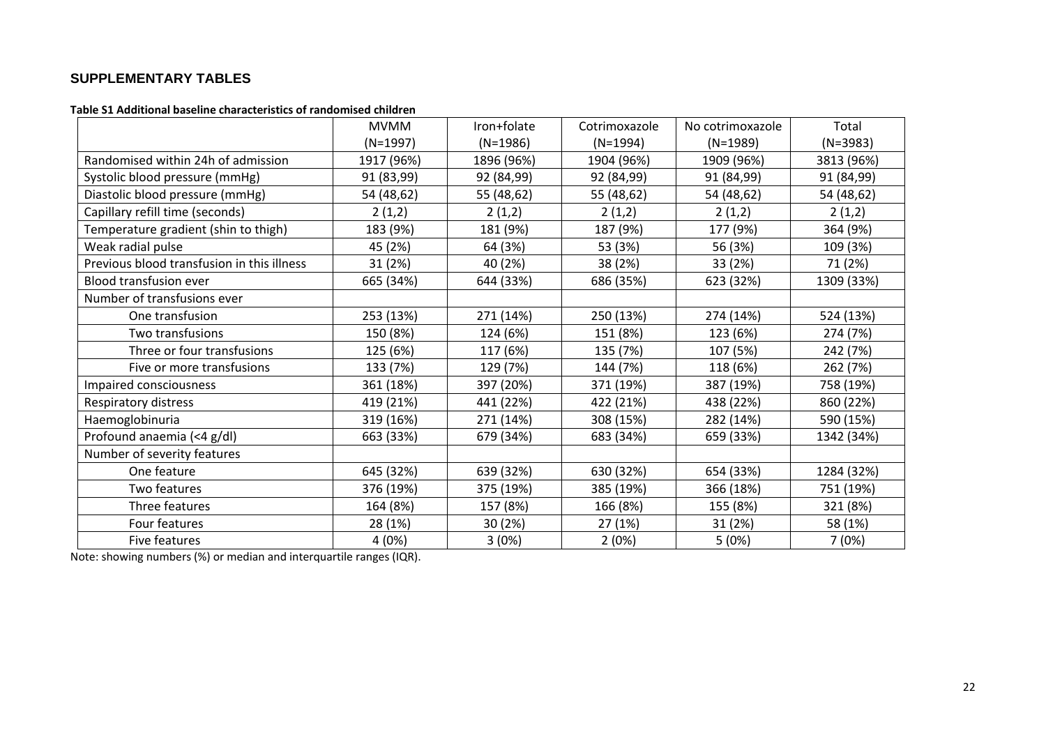## SUPPLEMENTARY TABLES

**Table S1 Additional baseline characteristics of randomised children**

| | MVMM (N=1997) | Iron+folate (N=1986) | Cotrimoxazole (N=1994) | No cotrimoxazole (N=1989) | Total (N=3983) |
|---|---|---|---|---|---|
| Randomised within 24h of admission | 1917 (96%) | 1896 (96%) | 1904 (96%) | 1909 (96%) | 3813 (96%) |
| Systolic blood pressure (mmHg) | 91 (83,99) | 92 (84,99) | 92 (84,99) | 91 (84,99) | 91 (84,99) |
| Diastolic blood pressure (mmHg) | 54 (48,62) | 55 (48,62) | 55 (48,62) | 54 (48,62) | 54 (48,62) |
| Capillary refill time (seconds) | 2 (1,2) | 2 (1,2) | 2 (1,2) | 2 (1,2) | 2 (1,2) |
| Temperature gradient (shin to thigh) | 183 (9%) | 181 (9%) | 187 (9%) | 177 (9%) | 364 (9%) |
| Weak radial pulse | 45 (2%) | 64 (3%) | 53 (3%) | 56 (3%) | 109 (3%) |
| Previous blood transfusion in this illness | 31 (2%) | 40 (2%) | 38 (2%) | 33 (2%) | 71 (2%) |
| Blood transfusion ever | 665 (34%) | 644 (33%) | 686 (35%) | 623 (32%) | 1309 (33%) |
| Number of transfusions ever | | | | | |
| One transfusion | 253 (13%) | 271 (14%) | 250 (13%) | 274 (14%) | 524 (13%) |
| Two transfusions | 150 (8%) | 124 (6%) | 151 (8%) | 123 (6%) | 274 (7%) |
| Three or four transfusions | 125 (6%) | 117 (6%) | 135 (7%) | 107 (5%) | 242 (7%) |
| Five or more transfusions | 133 (7%) | 129 (7%) | 144 (7%) | 118 (6%) | 262 (7%) |
| Impaired consciousness | 361 (18%) | 397 (20%) | 371 (19%) | 387 (19%) | 758 (19%) |
| Respiratory distress | 419 (21%) | 441 (22%) | 422 (21%) | 438 (22%) | 860 (22%) |
| Haemoglobinuria | 319 (16%) | 271 (14%) | 308 (15%) | 282 (14%) | 590 (15%) |
| Profound anaemia (<4 g/dl) | 663 (33%) | 679 (34%) | 683 (34%) | 659 (33%) | 1342 (34%) |
| Number of severity features | | | | | |
| One feature | 645 (32%) | 639 (32%) | 630 (32%) | 654 (33%) | 1284 (32%) |
| Two features | 376 (19%) | 375 (19%) | 385 (19%) | 366 (18%) | 751 (19%) |
| Three features | 164 (8%) | 157 (8%) | 166 (8%) | 155 (8%) | 321 (8%) |
| Four features | 28 (1%) | 30 (2%) | 27 (1%) | 31 (2%) | 58 (1%) |
| Five features | 4 (0%) | 3 (0%) | 2 (0%) | 5 (0%) | 7 (0%) |

Note: showing numbers (%) or median and interquartile ranges (IQR).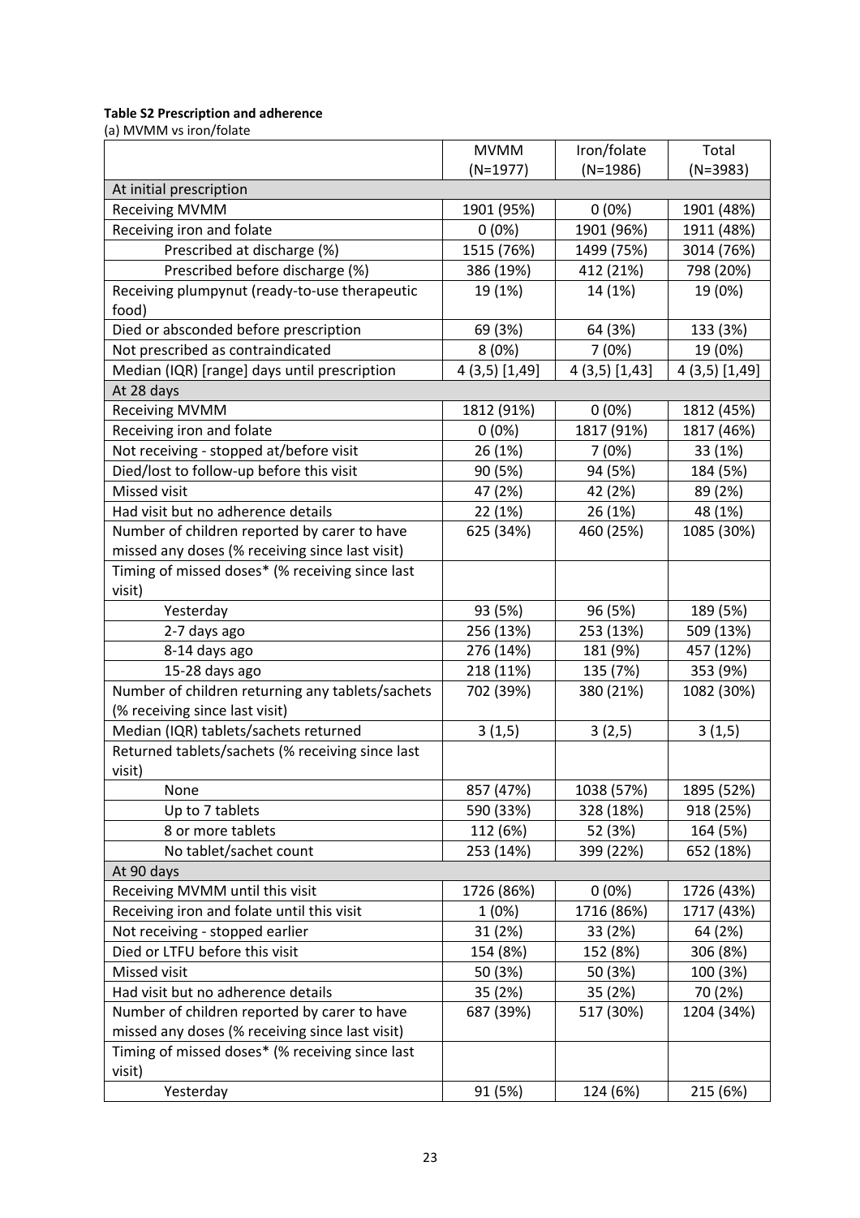**Table S2 Prescription and adherence**

(a) MVMM vs iron/folate

| | MVMM (N=1977) | Iron/folate (N=1986) | Total (N=3983) |
|---|---|---|---|
| At initial prescription | | | |
| Receiving MVMM | 1901 (95%) | 0 (0%) | 1901 (48%) |
| Receiving iron and folate | 0 (0%) | 1901 (96%) | 1911 (48%) |
| Prescribed at discharge (%) | 1515 (76%) | 1499 (75%) | 3014 (76%) |
| Prescribed before discharge (%) | 386 (19%) | 412 (21%) | 798 (20%) |
| Receiving plumpynut (ready-to-use therapeutic food) | 19 (1%) | 14 (1%) | 19 (0%) |
| Died or absconded before prescription | 69 (3%) | 64 (3%) | 133 (3%) |
| Not prescribed as contraindicated | 8 (0%) | 7 (0%) | 19 (0%) |
| Median (IQR) [range] days until prescription | 4 (3,5) [1,49] | 4 (3,5) [1,43] | 4 (3,5) [1,49] |
| At 28 days | | | |
| Receiving MVMM | 1812 (91%) | 0 (0%) | 1812 (45%) |
| Receiving iron and folate | 0 (0%) | 1817 (91%) | 1817 (46%) |
| Not receiving - stopped at/before visit | 26 (1%) | 7 (0%) | 33 (1%) |
| Died/lost to follow-up before this visit | 90 (5%) | 94 (5%) | 184 (5%) |
| Missed visit | 47 (2%) | 42 (2%) | 89 (2%) |
| Had visit but no adherence details | 22 (1%) | 26 (1%) | 48 (1%) |
| Number of children reported by carer to have missed any doses (% receiving since last visit) | 625 (34%) | 460 (25%) | 1085 (30%) |
| Timing of missed doses* (% receiving since last visit) | | | |
| Yesterday | 93 (5%) | 96 (5%) | 189 (5%) |
| 2-7 days ago | 256 (13%) | 253 (13%) | 509 (13%) |
| 8-14 days ago | 276 (14%) | 181 (9%) | 457 (12%) |
| 15-28 days ago | 218 (11%) | 135 (7%) | 353 (9%) |
| Number of children returning any tablets/sachets (% receiving since last visit) | 702 (39%) | 380 (21%) | 1082 (30%) |
| Median (IQR) tablets/sachets returned | 3 (1,5) | 3 (2,5) | 3 (1,5) |
| Returned tablets/sachets (% receiving since last visit) | | | |
| None | 857 (47%) | 1038 (57%) | 1895 (52%) |
| Up to 7 tablets | 590 (33%) | 328 (18%) | 918 (25%) |
| 8 or more tablets | 112 (6%) | 52 (3%) | 164 (5%) |
| No tablet/sachet count | 253 (14%) | 399 (22%) | 652 (18%) |
| At 90 days | | | |
| Receiving MVMM until this visit | 1726 (86%) | 0 (0%) | 1726 (43%) |
| Receiving iron and folate until this visit | 1 (0%) | 1716 (86%) | 1717 (43%) |
| Not receiving - stopped earlier | 31 (2%) | 33 (2%) | 64 (2%) |
| Died or LTFU before this visit | 154 (8%) | 152 (8%) | 306 (8%) |
| Missed visit | 50 (3%) | 50 (3%) | 100 (3%) |
| Had visit but no adherence details | 35 (2%) | 35 (2%) | 70 (2%) |
| Number of children reported by carer to have missed any doses (% receiving since last visit) | 687 (39%) | 517 (30%) | 1204 (34%) |
| Timing of missed doses* (% receiving since last visit) | | | |
| Yesterday | 91 (5%) | 124 (6%) | 215 (6%) |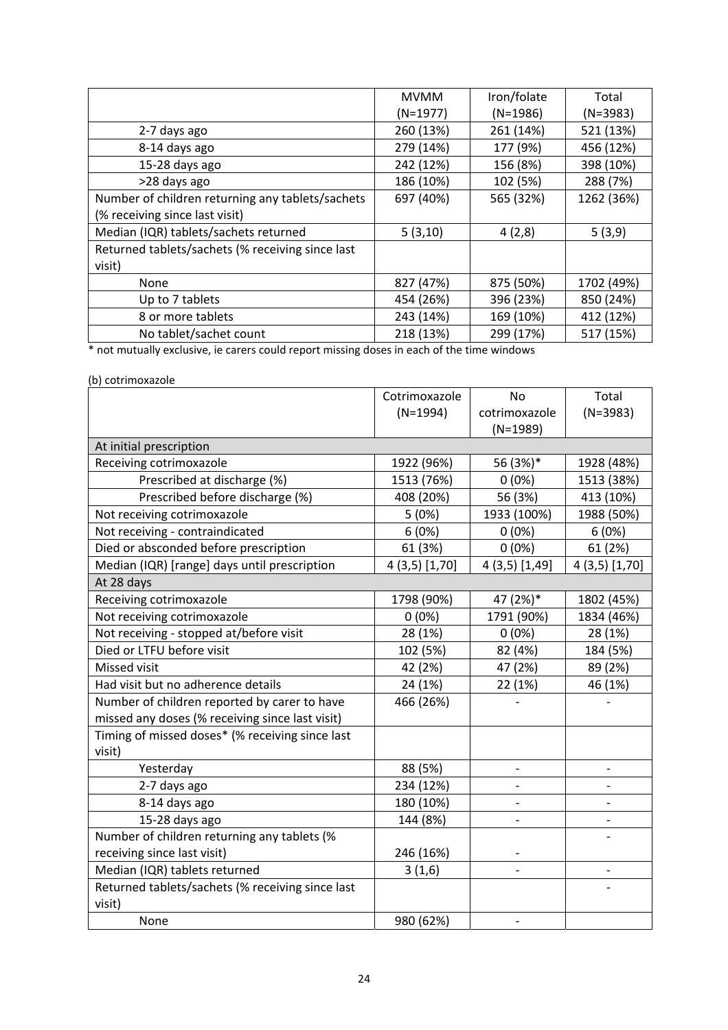| | MVMM (N=1977) | Iron/folate (N=1986) | Total (N=3983) |
|---|---|---|---|
| 2-7 days ago | 260 (13%) | 261 (14%) | 521 (13%) |
| 8-14 days ago | 279 (14%) | 177 (9%) | 456 (12%) |
| 15-28 days ago | 242 (12%) | 156 (8%) | 398 (10%) |
| >28 days ago | 186 (10%) | 102 (5%) | 288 (7%) |
| Number of children returning any tablets/sachets (% receiving since last visit) | 697 (40%) | 565 (32%) | 1262 (36%) |
| Median (IQR) tablets/sachets returned | 5 (3,10) | 4 (2,8) | 5 (3,9) |
| Returned tablets/sachets (% receiving since last visit) | | | |
| None | 827 (47%) | 875 (50%) | 1702 (49%) |
| Up to 7 tablets | 454 (26%) | 396 (23%) | 850 (24%) |
| 8 or more tablets | 243 (14%) | 169 (10%) | 412 (12%) |
| No tablet/sachet count | 218 (13%) | 299 (17%) | 517 (15%) |

* not mutually exclusive, ie carers could report missing doses in each of the time windows

(b) cotrimoxazole

| | Cotrimoxazole (N=1994) | No cotrimoxazole (N=1989) | Total (N=3983) |
|---|---|---|---|
| At initial prescription | | | |
| Receiving cotrimoxazole | 1922 (96%) | 56 (3%)* | 1928 (48%) |
| Prescribed at discharge (%) | 1513 (76%) | 0 (0%) | 1513 (38%) |
| Prescribed before discharge (%) | 408 (20%) | 56 (3%) | 413 (10%) |
| Not receiving cotrimoxazole | 5 (0%) | 1933 (100%) | 1988 (50%) |
| Not receiving - contraindicated | 6 (0%) | 0 (0%) | 6 (0%) |
| Died or absconded before prescription | 61 (3%) | 0 (0%) | 61 (2%) |
| Median (IQR) [range] days until prescription | 4 (3,5) [1,70] | 4 (3,5) [1,49] | 4 (3,5) [1,70] |
| At 28 days | | | |
| Receiving cotrimoxazole | 1798 (90%) | 47 (2%)* | 1802 (45%) |
| Not receiving cotrimoxazole | 0 (0%) | 1791 (90%) | 1834 (46%) |
| Not receiving - stopped at/before visit | 28 (1%) | 0 (0%) | 28 (1%) |
| Died or LTFU before visit | 102 (5%) | 82 (4%) | 184 (5%) |
| Missed visit | 42 (2%) | 47 (2%) | 89 (2%) |
| Had visit but no adherence details | 24 (1%) | 22 (1%) | 46 (1%) |
| Number of children reported by carer to have missed any doses (% receiving since last visit) | 466 (26%) | - | - |
| Timing of missed doses* (% receiving since last visit) | | | |
| Yesterday | 88 (5%) | - | - |
| 2-7 days ago | 234 (12%) | - | - |
| 8-14 days ago | 180 (10%) | - | - |
| 15-28 days ago | 144 (8%) | - | - |
| Number of children returning any tablets (% receiving since last visit) | 246 (16%) | - | - |
| Median (IQR) tablets returned | 3 (1,6) | - | - |
| Returned tablets/sachets (% receiving since last visit) | | | - |
| None | 980 (62%) | - | |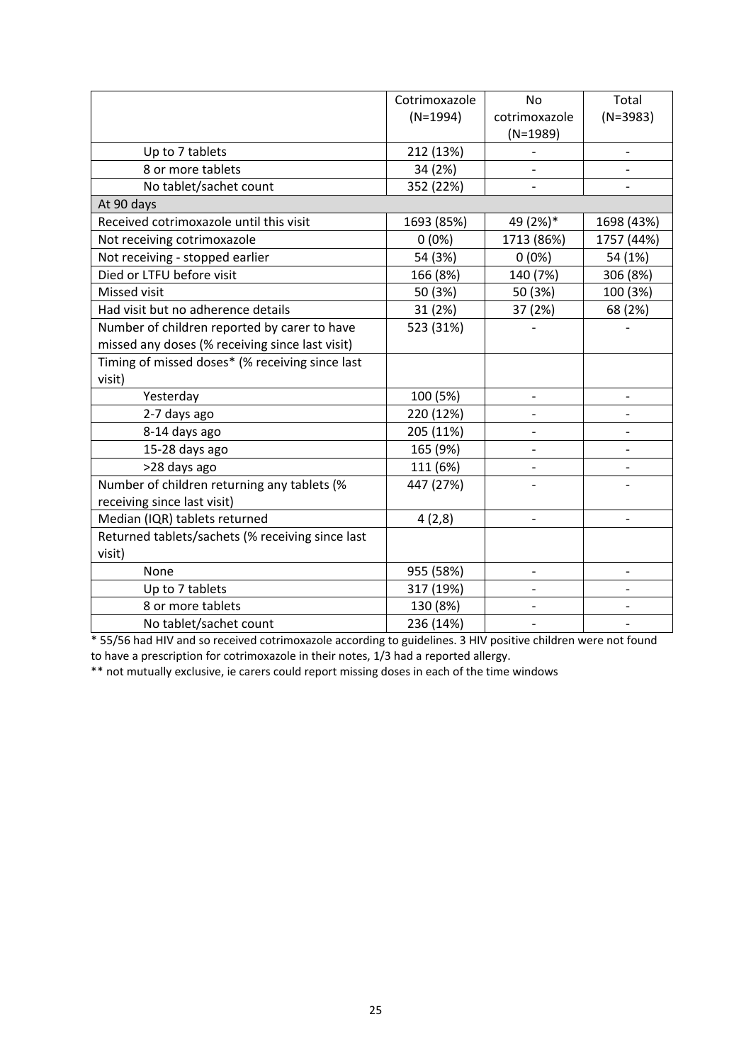| | Cotrimoxazole (N=1994) | No cotrimoxazole (N=1989) | Total (N=3983) |
|---|---|---|---|
| Up to 7 tablets | 212 (13%) | - | - |
| 8 or more tablets | 34 (2%) | - | - |
| No tablet/sachet count | 352 (22%) | - | - |
| At 90 days | | | |
| Received cotrimoxazole until this visit | 1693 (85%) | 49 (2%)* | 1698 (43%) |
| Not receiving cotrimoxazole | 0 (0%) | 1713 (86%) | 1757 (44%) |
| Not receiving - stopped earlier | 54 (3%) | 0 (0%) | 54 (1%) |
| Died or LTFU before visit | 166 (8%) | 140 (7%) | 306 (8%) |
| Missed visit | 50 (3%) | 50 (3%) | 100 (3%) |
| Had visit but no adherence details | 31 (2%) | 37 (2%) | 68 (2%) |
| Number of children reported by carer to have missed any doses (% receiving since last visit) | 523 (31%) | - | - |
| Timing of missed doses* (% receiving since last visit) | | | |
| Yesterday | 100 (5%) | - | - |
| 2-7 days ago | 220 (12%) | - | - |
| 8-14 days ago | 205 (11%) | - | - |
| 15-28 days ago | 165 (9%) | - | - |
| >28 days ago | 111 (6%) | - | - |
| Number of children returning any tablets (% receiving since last visit) | 447 (27%) | - | - |
| Median (IQR) tablets returned | 4 (2,8) | - | - |
| Returned tablets/sachets (% receiving since last visit) | | | |
| None | 955 (58%) | - | - |
| Up to 7 tablets | 317 (19%) | - | - |
| 8 or more tablets | 130 (8%) | - | - |
| No tablet/sachet count | 236 (14%) | - | - |

* 55/56 had HIV and so received cotrimoxazole according to guidelines. 3 HIV positive children were not found to have a prescription for cotrimoxazole in their notes, 1/3 had a reported allergy.

** not mutually exclusive, ie carers could report missing doses in each of the time windows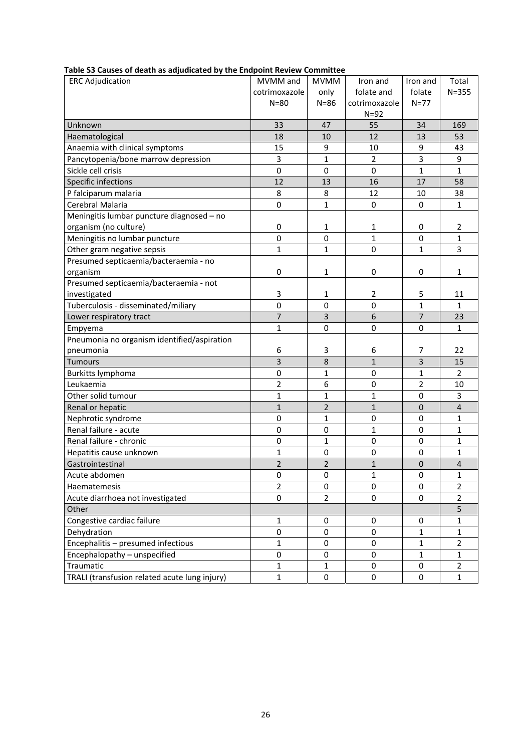**Table S3 Causes of death as adjudicated by the Endpoint Review Committee**

| ERC Adjudication | MVMM and cotrimoxazole N=80 | MVMM only N=86 | Iron and folate and cotrimoxazole N=92 | Iron and folate N=77 | Total N=355 |
|---|---|---|---|---|---|
| Unknown | 33 | 47 | 55 | 34 | 169 |
| Haematological | 18 | 10 | 12 | 13 | 53 |
| Anaemia with clinical symptoms | 15 | 9 | 10 | 9 | 43 |
| Pancytopenia/bone marrow depression | 3 | 1 | 2 | 3 | 9 |
| Sickle cell crisis | 0 | 0 | 0 | 1 | 1 |
| Specific infections | 12 | 13 | 16 | 17 | 58 |
| P falciparum malaria | 8 | 8 | 12 | 10 | 38 |
| Cerebral Malaria | 0 | 1 | 0 | 0 | 1 |
| Meningitis lumbar puncture diagnosed – no organism (no culture) | 0 | 1 | 1 | 0 | 2 |
| Meningitis no lumbar puncture | 0 | 0 | 1 | 0 | 1 |
| Other gram negative sepsis | 1 | 1 | 0 | 1 | 3 |
| Presumed septicaemia/bacteraemia - no organism | 0 | 1 | 0 | 0 | 1 |
| Presumed septicaemia/bacteraemia - not investigated | 3 | 1 | 2 | 5 | 11 |
| Tuberculosis - disseminated/miliary | 0 | 0 | 0 | 1 | 1 |
| Lower respiratory tract | 7 | 3 | 6 | 7 | 23 |
| Empyema | 1 | 0 | 0 | 0 | 1 |
| Pneumonia no organism identified/aspiration pneumonia | 6 | 3 | 6 | 7 | 22 |
| Tumours | 3 | 8 | 1 | 3 | 15 |
| Burkitts lymphoma | 0 | 1 | 0 | 1 | 2 |
| Leukaemia | 2 | 6 | 0 | 2 | 10 |
| Other solid tumour | 1 | 1 | 1 | 0 | 3 |
| Renal or hepatic | 1 | 2 | 1 | 0 | 4 |
| Nephrotic syndrome | 0 | 1 | 0 | 0 | 1 |
| Renal failure - acute | 0 | 0 | 1 | 0 | 1 |
| Renal failure - chronic | 0 | 1 | 0 | 0 | 1 |
| Hepatitis cause unknown | 1 | 0 | 0 | 0 | 1 |
| Gastrointestinal | 2 | 2 | 1 | 0 | 4 |
| Acute abdomen | 0 | 0 | 1 | 0 | 1 |
| Haematemesis | 2 | 0 | 0 | 0 | 2 |
| Acute diarrhoea not investigated | 0 | 2 | 0 | 0 | 2 |
| Other | | | | | 5 |
| Congestive cardiac failure | 1 | 0 | 0 | 0 | 1 |
| Dehydration | 0 | 0 | 0 | 1 | 1 |
| Encephalitis – presumed infectious | 1 | 0 | 0 | 1 | 2 |
| Encephalopathy – unspecified | 0 | 0 | 0 | 1 | 1 |
| Traumatic | 1 | 1 | 0 | 0 | 2 |
| TRALI (transfusion related acute lung injury) | 1 | 0 | 0 | 0 | 1 |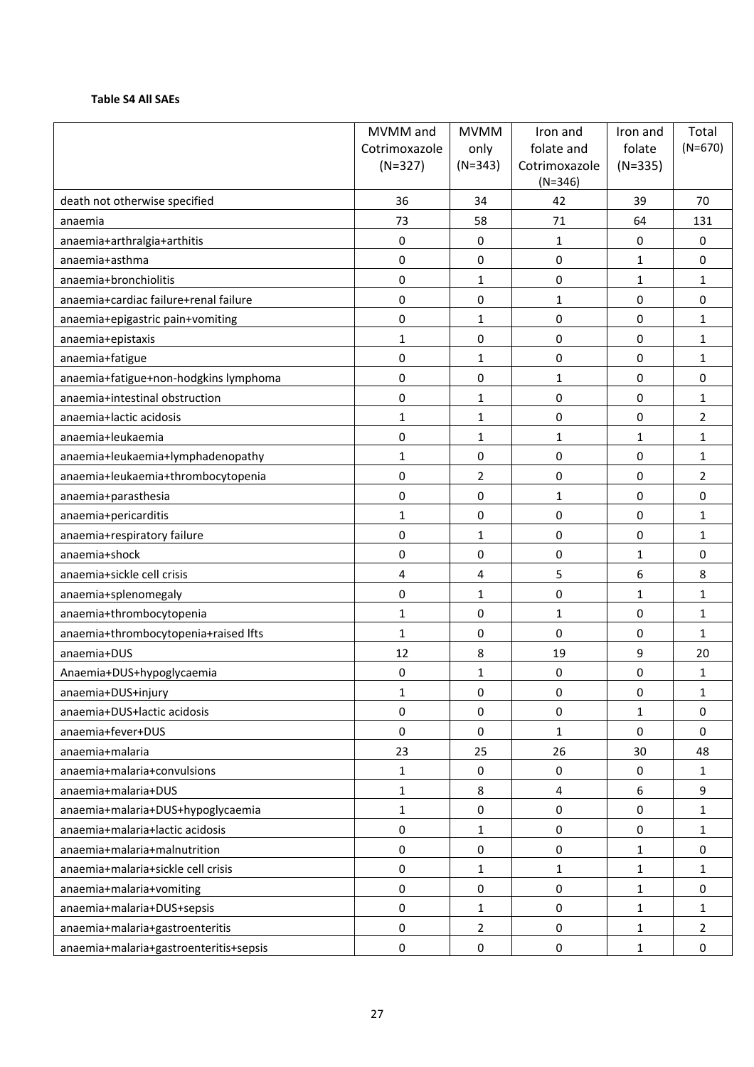**Table S4 All SAEs**

| | MVMM and Cotrimoxazole (N=327) | MVMM only (N=343) | Iron and folate and Cotrimoxazole (N=346) | Iron and folate (N=335) | Total (N=670) |
|---|---|---|---|---|---|
| death not otherwise specified | 36 | 34 | 42 | 39 | 70 |
| anaemia | 73 | 58 | 71 | 64 | 131 |
| anaemia+arthralgia+arthitis | 0 | 0 | 1 | 0 | 0 |
| anaemia+asthma | 0 | 0 | 0 | 1 | 0 |
| anaemia+bronchiolitis | 0 | 1 | 0 | 1 | 1 |
| anaemia+cardiac failure+renal failure | 0 | 0 | 1 | 0 | 0 |
| anaemia+epigastric pain+vomiting | 0 | 1 | 0 | 0 | 1 |
| anaemia+epistaxis | 1 | 0 | 0 | 0 | 1 |
| anaemia+fatigue | 0 | 1 | 0 | 0 | 1 |
| anaemia+fatigue+non-hodgkins lymphoma | 0 | 0 | 1 | 0 | 0 |
| anaemia+intestinal obstruction | 0 | 1 | 0 | 0 | 1 |
| anaemia+lactic acidosis | 1 | 1 | 0 | 0 | 2 |
| anaemia+leukaemia | 0 | 1 | 1 | 1 | 1 |
| anaemia+leukaemia+lymphadenopathy | 1 | 0 | 0 | 0 | 1 |
| anaemia+leukaemia+thrombocytopenia | 0 | 2 | 0 | 0 | 2 |
| anaemia+parasthesia | 0 | 0 | 1 | 0 | 0 |
| anaemia+pericarditis | 1 | 0 | 0 | 0 | 1 |
| anaemia+respiratory failure | 0 | 1 | 0 | 0 | 1 |
| anaemia+shock | 0 | 0 | 0 | 1 | 0 |
| anaemia+sickle cell crisis | 4 | 4 | 5 | 6 | 8 |
| anaemia+splenomegaly | 0 | 1 | 0 | 1 | 1 |
| anaemia+thrombocytopenia | 1 | 0 | 1 | 0 | 1 |
| anaemia+thrombocytopenia+raised lfts | 1 | 0 | 0 | 0 | 1 |
| anaemia+DUS | 12 | 8 | 19 | 9 | 20 |
| Anaemia+DUS+hypoglycaemia | 0 | 1 | 0 | 0 | 1 |
| anaemia+DUS+injury | 1 | 0 | 0 | 0 | 1 |
| anaemia+DUS+lactic acidosis | 0 | 0 | 0 | 1 | 0 |
| anaemia+fever+DUS | 0 | 0 | 1 | 0 | 0 |
| anaemia+malaria | 23 | 25 | 26 | 30 | 48 |
| anaemia+malaria+convulsions | 1 | 0 | 0 | 0 | 1 |
| anaemia+malaria+DUS | 1 | 8 | 4 | 6 | 9 |
| anaemia+malaria+DUS+hypoglycaemia | 1 | 0 | 0 | 0 | 1 |
| anaemia+malaria+lactic acidosis | 0 | 1 | 0 | 0 | 1 |
| anaemia+malaria+malnutrition | 0 | 0 | 0 | 1 | 0 |
| anaemia+malaria+sickle cell crisis | 0 | 1 | 1 | 1 | 1 |
| anaemia+malaria+vomiting | 0 | 0 | 0 | 1 | 0 |
| anaemia+malaria+DUS+sepsis | 0 | 1 | 0 | 1 | 1 |
| anaemia+malaria+gastroenteritis | 0 | 2 | 0 | 1 | 2 |
| anaemia+malaria+gastroenteritis+sepsis | 0 | 0 | 0 | 1 | 0 |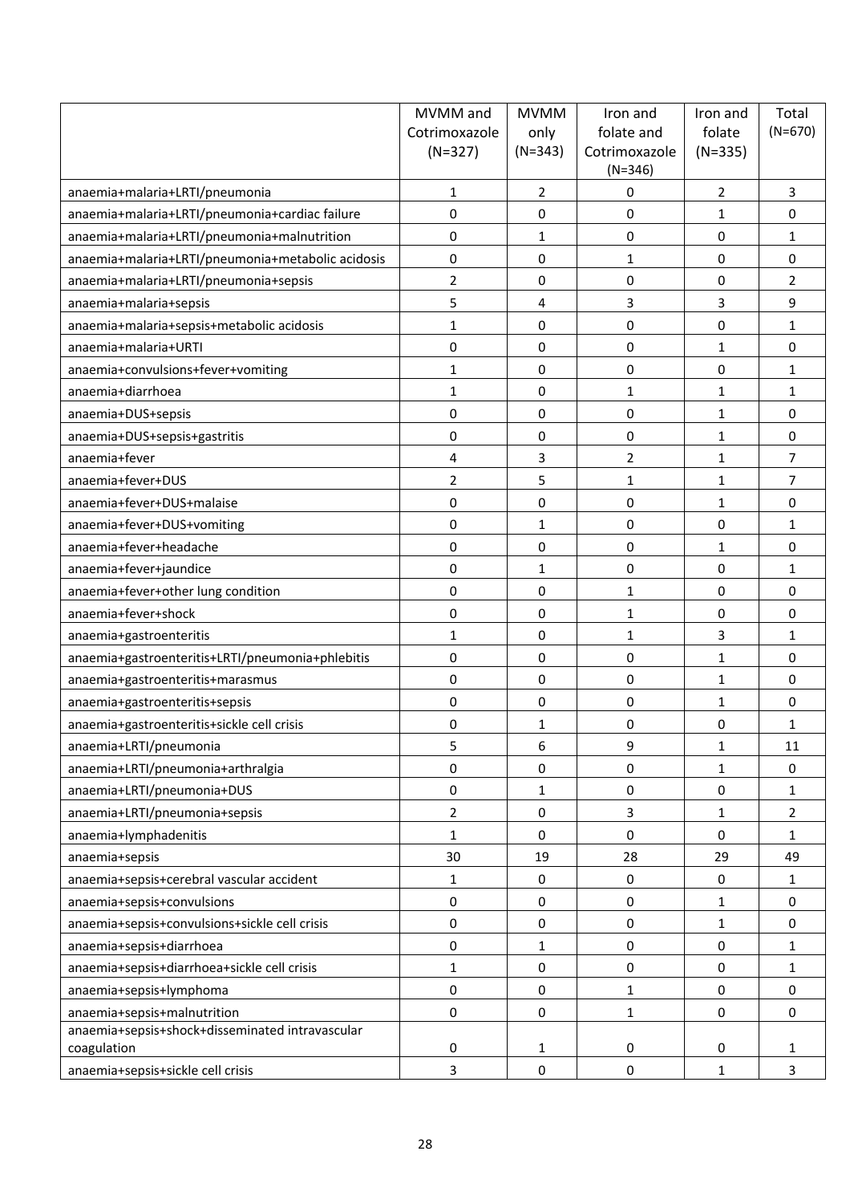| | MVMM and Cotrimoxazole (N=327) | MVMM only (N=343) | Iron and folate and Cotrimoxazole (N=346) | Iron and folate (N=335) | Total (N=670) |
|---|---|---|---|---|---|
| anaemia+malaria+LRTI/pneumonia | 1 | 2 | 0 | 2 | 3 |
| anaemia+malaria+LRTI/pneumonia+cardiac failure | 0 | 0 | 0 | 1 | 0 |
| anaemia+malaria+LRTI/pneumonia+malnutrition | 0 | 1 | 0 | 0 | 1 |
| anaemia+malaria+LRTI/pneumonia+metabolic acidosis | 0 | 0 | 1 | 0 | 0 |
| anaemia+malaria+LRTI/pneumonia+sepsis | 2 | 0 | 0 | 0 | 2 |
| anaemia+malaria+sepsis | 5 | 4 | 3 | 3 | 9 |
| anaemia+malaria+sepsis+metabolic acidosis | 1 | 0 | 0 | 0 | 1 |
| anaemia+malaria+URTI | 0 | 0 | 0 | 1 | 0 |
| anaemia+convulsions+fever+vomiting | 1 | 0 | 0 | 0 | 1 |
| anaemia+diarrhoea | 1 | 0 | 1 | 1 | 1 |
| anaemia+DUS+sepsis | 0 | 0 | 0 | 1 | 0 |
| anaemia+DUS+sepsis+gastritis | 0 | 0 | 0 | 1 | 0 |
| anaemia+fever | 4 | 3 | 2 | 1 | 7 |
| anaemia+fever+DUS | 2 | 5 | 1 | 1 | 7 |
| anaemia+fever+DUS+malaise | 0 | 0 | 0 | 1 | 0 |
| anaemia+fever+DUS+vomiting | 0 | 1 | 0 | 0 | 1 |
| anaemia+fever+headache | 0 | 0 | 0 | 1 | 0 |
| anaemia+fever+jaundice | 0 | 1 | 0 | 0 | 1 |
| anaemia+fever+other lung condition | 0 | 0 | 1 | 0 | 0 |
| anaemia+fever+shock | 0 | 0 | 1 | 0 | 0 |
| anaemia+gastroenteritis | 1 | 0 | 1 | 3 | 1 |
| anaemia+gastroenteritis+LRTI/pneumonia+phlebitis | 0 | 0 | 0 | 1 | 0 |
| anaemia+gastroenteritis+marasmus | 0 | 0 | 0 | 1 | 0 |
| anaemia+gastroenteritis+sepsis | 0 | 0 | 0 | 1 | 0 |
| anaemia+gastroenteritis+sickle cell crisis | 0 | 1 | 0 | 0 | 1 |
| anaemia+LRTI/pneumonia | 5 | 6 | 9 | 1 | 11 |
| anaemia+LRTI/pneumonia+arthralgia | 0 | 0 | 0 | 1 | 0 |
| anaemia+LRTI/pneumonia+DUS | 0 | 1 | 0 | 0 | 1 |
| anaemia+LRTI/pneumonia+sepsis | 2 | 0 | 3 | 1 | 2 |
| anaemia+lymphadenitis | 1 | 0 | 0 | 0 | 1 |
| anaemia+sepsis | 30 | 19 | 28 | 29 | 49 |
| anaemia+sepsis+cerebral vascular accident | 1 | 0 | 0 | 0 | 1 |
| anaemia+sepsis+convulsions | 0 | 0 | 0 | 1 | 0 |
| anaemia+sepsis+convulsions+sickle cell crisis | 0 | 0 | 0 | 1 | 0 |
| anaemia+sepsis+diarrhoea | 0 | 1 | 0 | 0 | 1 |
| anaemia+sepsis+diarrhoea+sickle cell crisis | 1 | 0 | 0 | 0 | 1 |
| anaemia+sepsis+lymphoma | 0 | 0 | 1 | 0 | 0 |
| anaemia+sepsis+malnutrition | 0 | 0 | 1 | 0 | 0 |
| anaemia+sepsis+shock+disseminated intravascular coagulation | 0 | 1 | 0 | 0 | 1 |
| anaemia+sepsis+sickle cell crisis | 3 | 0 | 0 | 1 | 3 |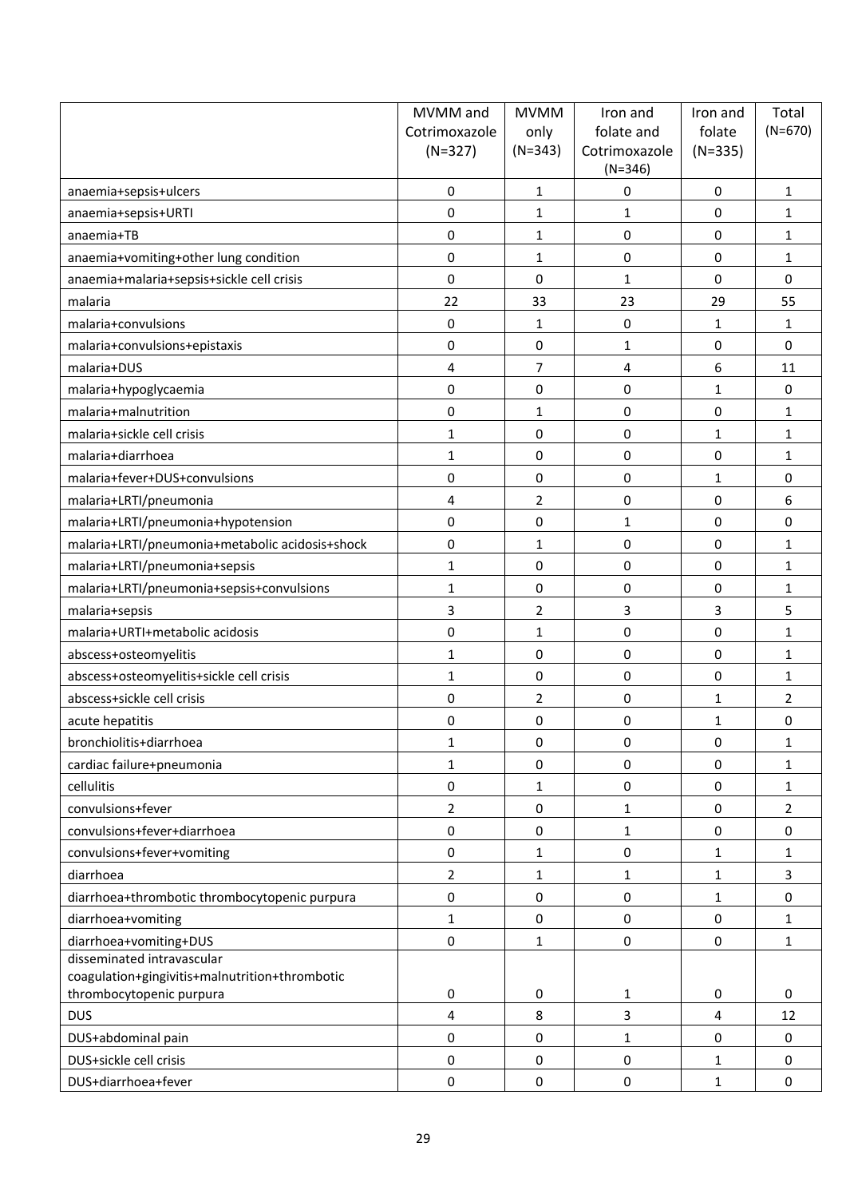| | MVMM and Cotrimoxazole (N=327) | MVMM only (N=343) | Iron and folate and Cotrimoxazole (N=346) | Iron and folate (N=335) | Total (N=670) |
|---|---|---|---|---|---|
| anaemia+sepsis+ulcers | 0 | 1 | 0 | 0 | 1 |
| anaemia+sepsis+URTI | 0 | 1 | 1 | 0 | 1 |
| anaemia+TB | 0 | 1 | 0 | 0 | 1 |
| anaemia+vomiting+other lung condition | 0 | 1 | 0 | 0 | 1 |
| anaemia+malaria+sepsis+sickle cell crisis | 0 | 0 | 1 | 0 | 0 |
| malaria | 22 | 33 | 23 | 29 | 55 |
| malaria+convulsions | 0 | 1 | 0 | 1 | 1 |
| malaria+convulsions+epistaxis | 0 | 0 | 1 | 0 | 0 |
| malaria+DUS | 4 | 7 | 4 | 6 | 11 |
| malaria+hypoglycaemia | 0 | 0 | 0 | 1 | 0 |
| malaria+malnutrition | 0 | 1 | 0 | 0 | 1 |
| malaria+sickle cell crisis | 1 | 0 | 0 | 1 | 1 |
| malaria+diarrhoea | 1 | 0 | 0 | 0 | 1 |
| malaria+fever+DUS+convulsions | 0 | 0 | 0 | 1 | 0 |
| malaria+LRTI/pneumonia | 4 | 2 | 0 | 0 | 6 |
| malaria+LRTI/pneumonia+hypotension | 0 | 0 | 1 | 0 | 0 |
| malaria+LRTI/pneumonia+metabolic acidosis+shock | 0 | 1 | 0 | 0 | 1 |
| malaria+LRTI/pneumonia+sepsis | 1 | 0 | 0 | 0 | 1 |
| malaria+LRTI/pneumonia+sepsis+convulsions | 1 | 0 | 0 | 0 | 1 |
| malaria+sepsis | 3 | 2 | 3 | 3 | 5 |
| malaria+URTI+metabolic acidosis | 0 | 1 | 0 | 0 | 1 |
| abscess+osteomyelitis | 1 | 0 | 0 | 0 | 1 |
| abscess+osteomyelitis+sickle cell crisis | 1 | 0 | 0 | 0 | 1 |
| abscess+sickle cell crisis | 0 | 2 | 0 | 1 | 2 |
| acute hepatitis | 0 | 0 | 0 | 1 | 0 |
| bronchiolitis+diarrhoea | 1 | 0 | 0 | 0 | 1 |
| cardiac failure+pneumonia | 1 | 0 | 0 | 0 | 1 |
| cellulitis | 0 | 1 | 0 | 0 | 1 |
| convulsions+fever | 2 | 0 | 1 | 0 | 2 |
| convulsions+fever+diarrhoea | 0 | 0 | 1 | 0 | 0 |
| convulsions+fever+vomiting | 0 | 1 | 0 | 1 | 1 |
| diarrhoea | 2 | 1 | 1 | 1 | 3 |
| diarrhoea+thrombotic thrombocytopenic purpura | 0 | 0 | 0 | 1 | 0 |
| diarrhoea+vomiting | 1 | 0 | 0 | 0 | 1 |
| diarrhoea+vomiting+DUS | 0 | 1 | 0 | 0 | 1 |
| disseminated intravascular coagulation+gingivitis+malnutrition+thrombotic thrombocytopenic purpura | 0 | 0 | 1 | 0 | 0 |
| DUS | 4 | 8 | 3 | 4 | 12 |
| DUS+abdominal pain | 0 | 0 | 1 | 0 | 0 |
| DUS+sickle cell crisis | 0 | 0 | 0 | 1 | 0 |
| DUS+diarrhoea+fever | 0 | 0 | 0 | 1 | 0 |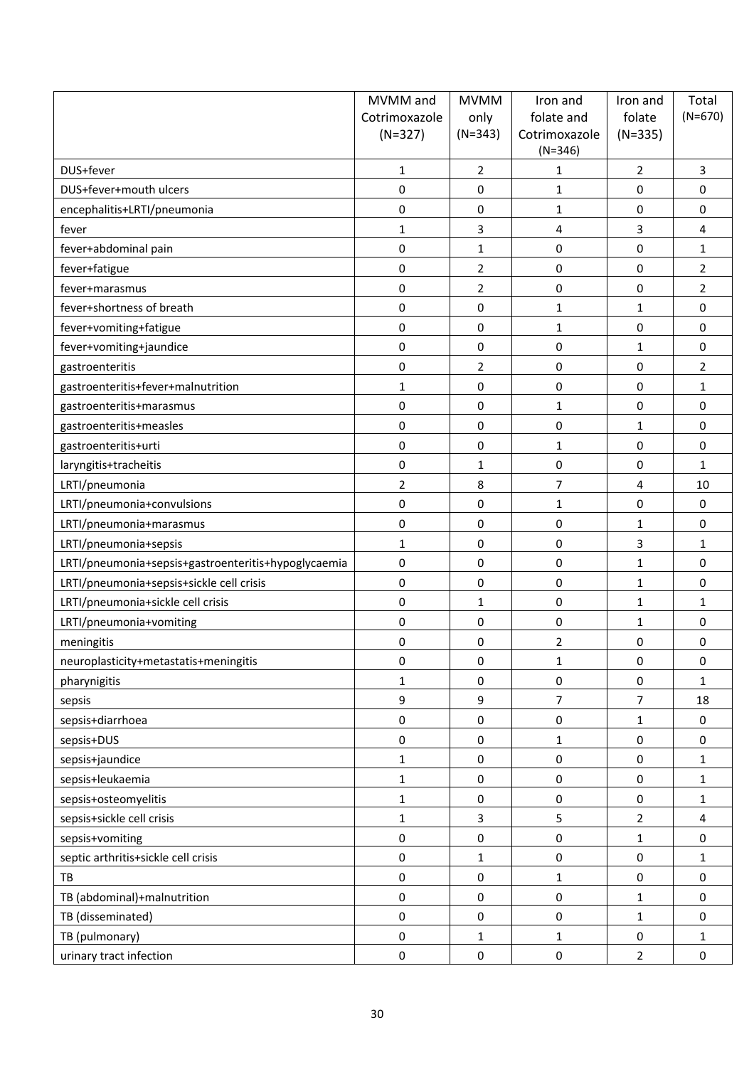| | MVMM and Cotrimoxazole (N=327) | MVMM only (N=343) | Iron and folate and Cotrimoxazole (N=346) | Iron and folate (N=335) | Total (N=670) |
|---|---|---|---|---|---|
| DUS+fever | 1 | 2 | 1 | 2 | 3 |
| DUS+fever+mouth ulcers | 0 | 0 | 1 | 0 | 0 |
| encephalitis+LRTI/pneumonia | 0 | 0 | 1 | 0 | 0 |
| fever | 1 | 3 | 4 | 3 | 4 |
| fever+abdominal pain | 0 | 1 | 0 | 0 | 1 |
| fever+fatigue | 0 | 2 | 0 | 0 | 2 |
| fever+marasmus | 0 | 2 | 0 | 0 | 2 |
| fever+shortness of breath | 0 | 0 | 1 | 1 | 0 |
| fever+vomiting+fatigue | 0 | 0 | 1 | 0 | 0 |
| fever+vomiting+jaundice | 0 | 0 | 0 | 1 | 0 |
| gastroenteritis | 0 | 2 | 0 | 0 | 2 |
| gastroenteritis+fever+malnutrition | 1 | 0 | 0 | 0 | 1 |
| gastroenteritis+marasmus | 0 | 0 | 1 | 0 | 0 |
| gastroenteritis+measles | 0 | 0 | 0 | 1 | 0 |
| gastroenteritis+urti | 0 | 0 | 1 | 0 | 0 |
| laryngitis+tracheitis | 0 | 1 | 0 | 0 | 1 |
| LRTI/pneumonia | 2 | 8 | 7 | 4 | 10 |
| LRTI/pneumonia+convulsions | 0 | 0 | 1 | 0 | 0 |
| LRTI/pneumonia+marasmus | 0 | 0 | 0 | 1 | 0 |
| LRTI/pneumonia+sepsis | 1 | 0 | 0 | 3 | 1 |
| LRTI/pneumonia+sepsis+gastroenteritis+hypoglycaemia | 0 | 0 | 0 | 1 | 0 |
| LRTI/pneumonia+sepsis+sickle cell crisis | 0 | 0 | 0 | 1 | 0 |
| LRTI/pneumonia+sickle cell crisis | 0 | 1 | 0 | 1 | 1 |
| LRTI/pneumonia+vomiting | 0 | 0 | 0 | 1 | 0 |
| meningitis | 0 | 0 | 2 | 0 | 0 |
| neuroplasticity+metastatis+meningitis | 0 | 0 | 1 | 0 | 0 |
| pharynigitis | 1 | 0 | 0 | 0 | 1 |
| sepsis | 9 | 9 | 7 | 7 | 18 |
| sepsis+diarrhoea | 0 | 0 | 0 | 1 | 0 |
| sepsis+DUS | 0 | 0 | 1 | 0 | 0 |
| sepsis+jaundice | 1 | 0 | 0 | 0 | 1 |
| sepsis+leukaemia | 1 | 0 | 0 | 0 | 1 |
| sepsis+osteomyelitis | 1 | 0 | 0 | 0 | 1 |
| sepsis+sickle cell crisis | 1 | 3 | 5 | 2 | 4 |
| sepsis+vomiting | 0 | 0 | 0 | 1 | 0 |
| septic arthritis+sickle cell crisis | 0 | 1 | 0 | 0 | 1 |
| TB | 0 | 0 | 1 | 0 | 0 |
| TB (abdominal)+malnutrition | 0 | 0 | 0 | 1 | 0 |
| TB (disseminated) | 0 | 0 | 0 | 1 | 0 |
| TB (pulmonary) | 0 | 1 | 1 | 0 | 1 |
| urinary tract infection | 0 | 0 | 0 | 2 | 0 |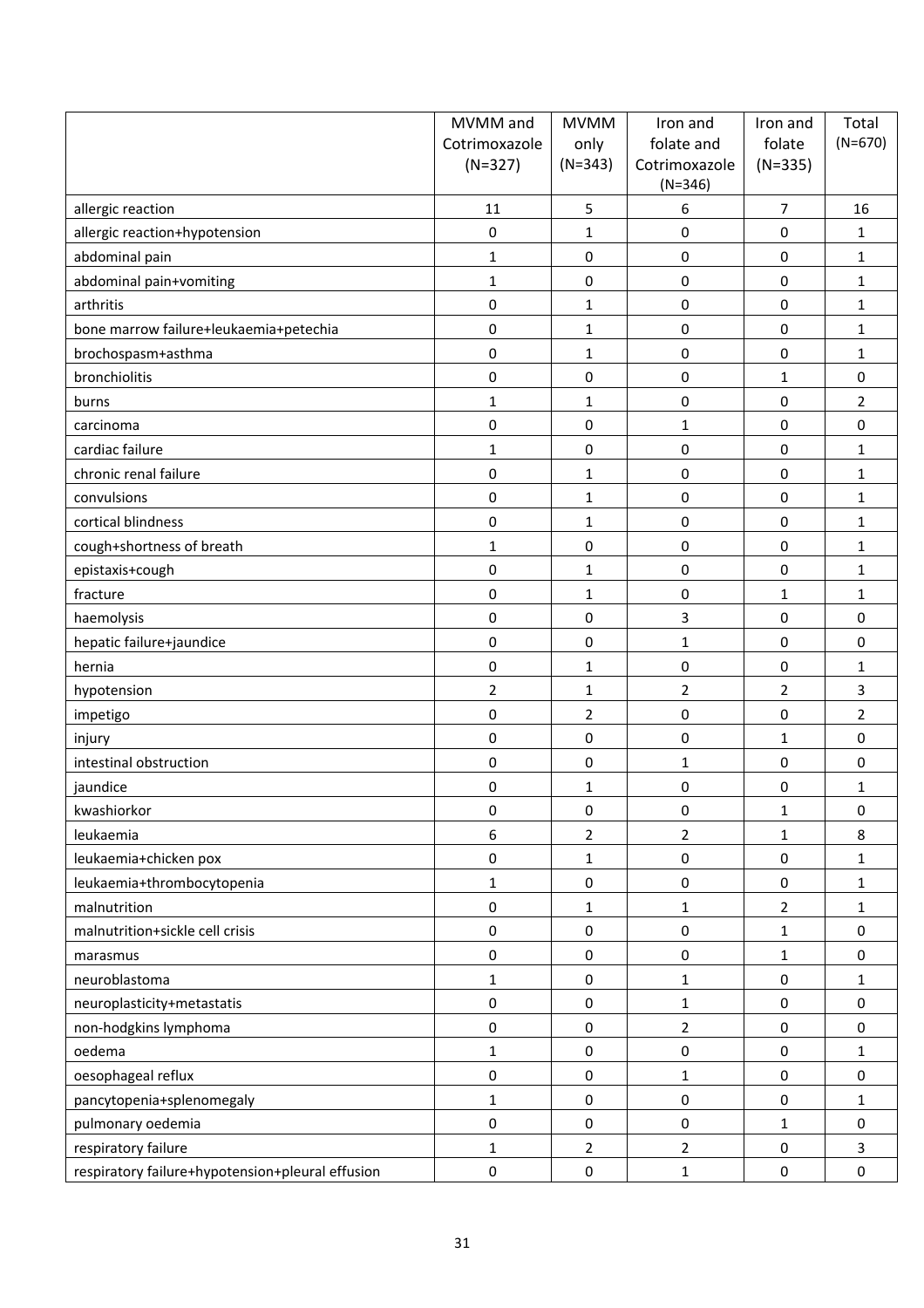| | MVMM and Cotrimoxazole (N=327) | MVMM only (N=343) | Iron and folate and Cotrimoxazole (N=346) | Iron and folate (N=335) | Total (N=670) |
|---|---|---|---|---|---|
| allergic reaction | 11 | 5 | 6 | 7 | 16 |
| allergic reaction+hypotension | 0 | 1 | 0 | 0 | 1 |
| abdominal pain | 1 | 0 | 0 | 0 | 1 |
| abdominal pain+vomiting | 1 | 0 | 0 | 0 | 1 |
| arthritis | 0 | 1 | 0 | 0 | 1 |
| bone marrow failure+leukaemia+petechia | 0 | 1 | 0 | 0 | 1 |
| brochospasm+asthma | 0 | 1 | 0 | 0 | 1 |
| bronchiolitis | 0 | 0 | 0 | 1 | 0 |
| burns | 1 | 1 | 0 | 0 | 2 |
| carcinoma | 0 | 0 | 1 | 0 | 0 |
| cardiac failure | 1 | 0 | 0 | 0 | 1 |
| chronic renal failure | 0 | 1 | 0 | 0 | 1 |
| convulsions | 0 | 1 | 0 | 0 | 1 |
| cortical blindness | 0 | 1 | 0 | 0 | 1 |
| cough+shortness of breath | 1 | 0 | 0 | 0 | 1 |
| epistaxis+cough | 0 | 1 | 0 | 0 | 1 |
| fracture | 0 | 1 | 0 | 1 | 1 |
| haemolysis | 0 | 0 | 3 | 0 | 0 |
| hepatic failure+jaundice | 0 | 0 | 1 | 0 | 0 |
| hernia | 0 | 1 | 0 | 0 | 1 |
| hypotension | 2 | 1 | 2 | 2 | 3 |
| impetigo | 0 | 2 | 0 | 0 | 2 |
| injury | 0 | 0 | 0 | 1 | 0 |
| intestinal obstruction | 0 | 0 | 1 | 0 | 0 |
| jaundice | 0 | 1 | 0 | 0 | 1 |
| kwashiorkor | 0 | 0 | 0 | 1 | 0 |
| leukaemia | 6 | 2 | 2 | 1 | 8 |
| leukaemia+chicken pox | 0 | 1 | 0 | 0 | 1 |
| leukaemia+thrombocytopenia | 1 | 0 | 0 | 0 | 1 |
| malnutrition | 0 | 1 | 1 | 2 | 1 |
| malnutrition+sickle cell crisis | 0 | 0 | 0 | 1 | 0 |
| marasmus | 0 | 0 | 0 | 1 | 0 |
| neuroblastoma | 1 | 0 | 1 | 0 | 1 |
| neuroplasticity+metastatis | 0 | 0 | 1 | 0 | 0 |
| non-hodgkins lymphoma | 0 | 0 | 2 | 0 | 0 |
| oedema | 1 | 0 | 0 | 0 | 1 |
| oesophageal reflux | 0 | 0 | 1 | 0 | 0 |
| pancytopenia+splenomegaly | 1 | 0 | 0 | 0 | 1 |
| pulmonary oedemia | 0 | 0 | 0 | 1 | 0 |
| respiratory failure | 1 | 2 | 2 | 0 | 3 |
| respiratory failure+hypotension+pleural effusion | 0 | 0 | 1 | 0 | 0 |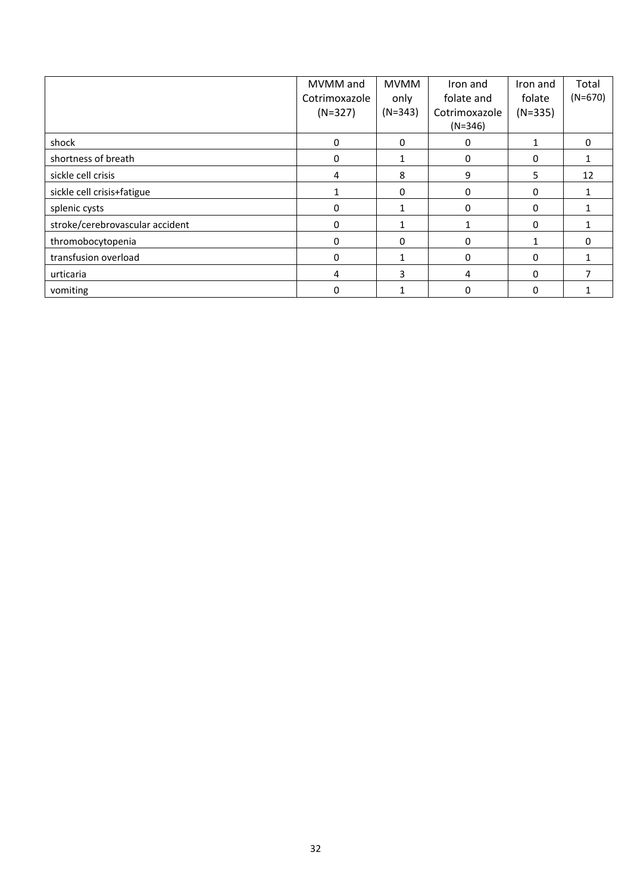| | MVMM and Cotrimoxazole (N=327) | MVMM only (N=343) | Iron and folate and Cotrimoxazole (N=346) | Iron and folate (N=335) | Total (N=670) |
|---|---|---|---|---|---|
| shock | 0 | 0 | 0 | 1 | 0 |
| shortness of breath | 0 | 1 | 0 | 0 | 1 |
| sickle cell crisis | 4 | 8 | 9 | 5 | 12 |
| sickle cell crisis+fatigue | 1 | 0 | 0 | 0 | 1 |
| splenic cysts | 0 | 1 | 0 | 0 | 1 |
| stroke/cerebrovascular accident | 0 | 1 | 1 | 0 | 1 |
| thromobocytopenia | 0 | 0 | 0 | 1 | 0 |
| transfusion overload | 0 | 1 | 0 | 0 | 1 |
| urticaria | 4 | 3 | 4 | 0 | 7 |
| vomiting | 0 | 1 | 0 | 0 | 1 |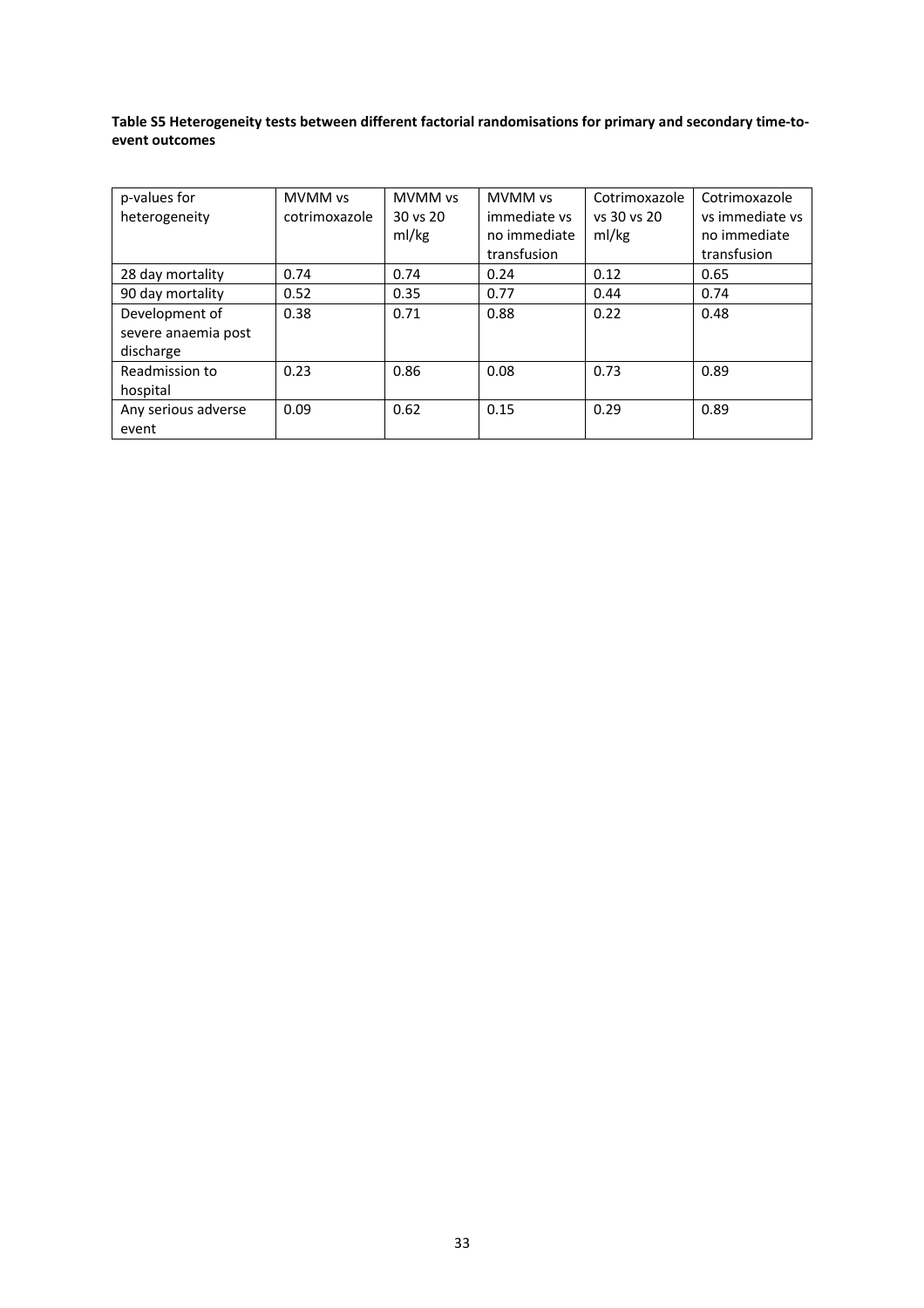**Table S5 Heterogeneity tests between different factorial randomisations for primary and secondary time-to-event outcomes**

| p-values for heterogeneity | MVMM vs cotrimoxazole | MVMM vs 30 vs 20 ml/kg | MVMM vs immediate vs no immediate transfusion | Cotrimoxazole vs 30 vs 20 ml/kg | Cotrimoxazole vs immediate vs no immediate transfusion |
|---|---|---|---|---|---|
| 28 day mortality | 0.74 | 0.74 | 0.24 | 0.12 | 0.65 |
| 90 day mortality | 0.52 | 0.35 | 0.77 | 0.44 | 0.74 |
| Development of severe anaemia post discharge | 0.38 | 0.71 | 0.88 | 0.22 | 0.48 |
| Readmission to hospital | 0.23 | 0.86 | 0.08 | 0.73 | 0.89 |
| Any serious adverse event | 0.09 | 0.62 | 0.15 | 0.29 | 0.89 |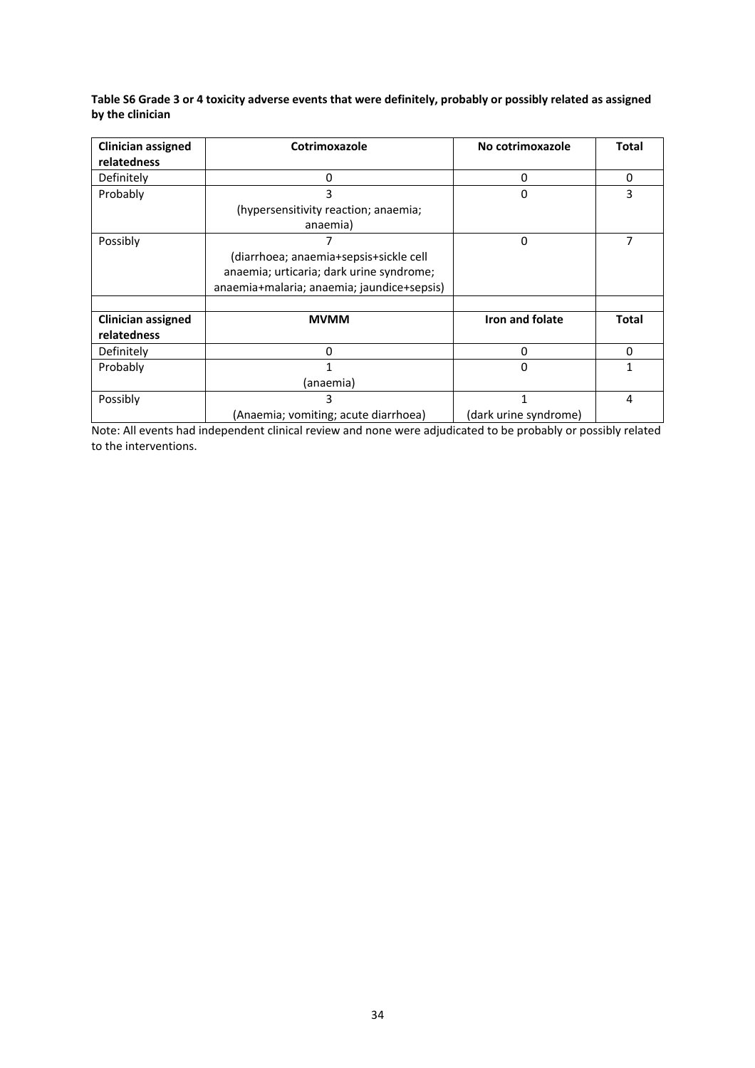**Table S6 Grade 3 or 4 toxicity adverse events that were definitely, probably or possibly related as assigned by the clinician**

| Clinician assigned relatedness | Cotrimoxazole | No cotrimoxazole | Total |
|---|---|---|---|
| Definitely | 0 | 0 | 0 |
| Probably | 3 (hypersensitivity reaction; anaemia; anaemia) | 0 | 3 |
| Possibly | 7 (diarrhoea; anaemia+sepsis+sickle cell anaemia; urticaria; dark urine syndrome; anaemia+malaria; anaemia; jaundice+sepsis) | 0 | 7 |
| | | | |
| **Clinician assigned relatedness** | **MVMM** | **Iron and folate** | **Total** |
| Definitely | 0 | 0 | 0 |
| Probably | 1 (anaemia) | 0 | 1 |
| Possibly | 3 (Anaemia; vomiting; acute diarrhoea) | 1 (dark urine syndrome) | 4 |

Note: All events had independent clinical review and none were adjudicated to be probably or possibly related to the interventions.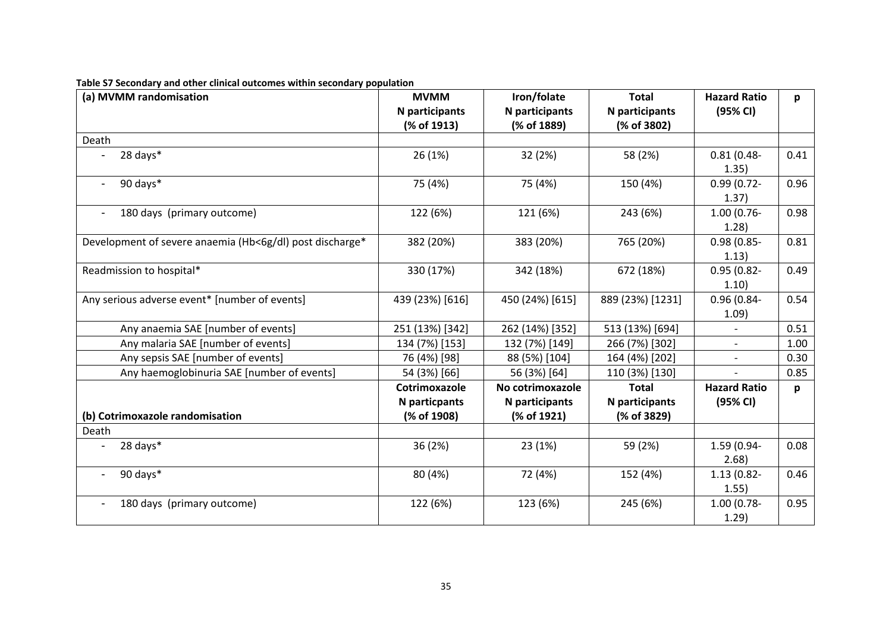**Table S7 Secondary and other clinical outcomes within secondary population**

| (a) MVMM randomisation | MVMM N participants (% of 1913) | Iron/folate N participants (% of 1889) | Total N participants (% of 3802) | Hazard Ratio (95% CI) | p |
|---|---|---|---|---|---|
| Death | | | | | |
| - 28 days* | 26 (1%) | 32 (2%) | 58 (2%) | 0.81 (0.48-1.35) | 0.41 |
| - 90 days* | 75 (4%) | 75 (4%) | 150 (4%) | 0.99 (0.72-1.37) | 0.96 |
| - 180 days (primary outcome) | 122 (6%) | 121 (6%) | 243 (6%) | 1.00 (0.76-1.28) | 0.98 |
| Development of severe anaemia (Hb<6g/dl) post discharge* | 382 (20%) | 383 (20%) | 765 (20%) | 0.98 (0.85-1.13) | 0.81 |
| Readmission to hospital* | 330 (17%) | 342 (18%) | 672 (18%) | 0.95 (0.82-1.10) | 0.49 |
| Any serious adverse event* [number of events] | 439 (23%) [616] | 450 (24%) [615] | 889 (23%) [1231] | 0.96 (0.84-1.09) | 0.54 |
| Any anaemia SAE [number of events] | 251 (13%) [342] | 262 (14%) [352] | 513 (13%) [694] | - | 0.51 |
| Any malaria SAE [number of events] | 134 (7%) [153] | 132 (7%) [149] | 266 (7%) [302] | - | 1.00 |
| Any sepsis SAE [number of events] | 76 (4%) [98] | 88 (5%) [104] | 164 (4%) [202] | - | 0.30 |
| Any haemoglobinuria SAE [number of events] | 54 (3%) [66] | 56 (3%) [64] | 110 (3%) [130] | - | 0.85 |
| **(b) Cotrimoxazole randomisation** | **Cotrimoxazole N particpants (% of 1908)** | **No cotrimoxazole N participants (% of 1921)** | **Total N participants (% of 3829)** | **Hazard Ratio (95% CI)** | **p** |
| Death | | | | | |
| - 28 days* | 36 (2%) | 23 (1%) | 59 (2%) | 1.59 (0.94-2.68) | 0.08 |
| - 90 days* | 80 (4%) | 72 (4%) | 152 (4%) | 1.13 (0.82-1.55) | 0.46 |
| - 180 days (primary outcome) | 122 (6%) | 123 (6%) | 245 (6%) | 1.00 (0.78-1.29) | 0.95 |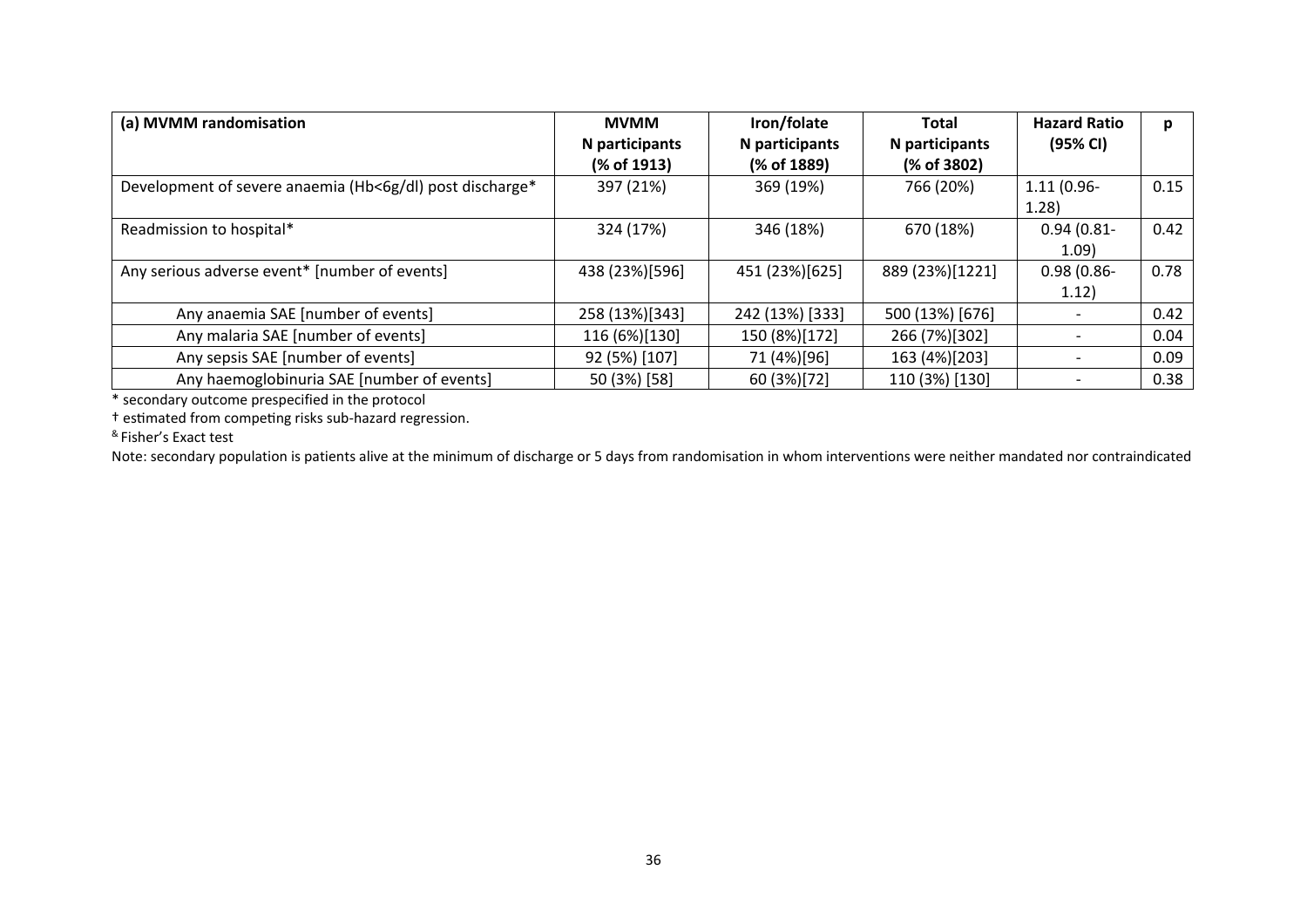| (a) MVMM randomisation | MVMM N participants (% of 1913) | Iron/folate N participants (% of 1889) | Total N participants (% of 3802) | Hazard Ratio (95% CI) | p |
|---|---|---|---|---|---|
| Development of severe anaemia (Hb<6g/dl) post discharge* | 397 (21%) | 369 (19%) | 766 (20%) | 1.11 (0.96-1.28) | 0.15 |
| Readmission to hospital* | 324 (17%) | 346 (18%) | 670 (18%) | 0.94 (0.81-1.09) | 0.42 |
| Any serious adverse event* [number of events] | 438 (23%)[596] | 451 (23%)[625] | 889 (23%)[1221] | 0.98 (0.86-1.12) | 0.78 |
| Any anaemia SAE [number of events] | 258 (13%)[343] | 242 (13%) [333] | 500 (13%) [676] | - | 0.42 |
| Any malaria SAE [number of events] | 116 (6%)[130] | 150 (8%)[172] | 266 (7%)[302] | - | 0.04 |
| Any sepsis SAE [number of events] | 92 (5%) [107] | 71 (4%)[96] | 163 (4%)[203] | - | 0.09 |
| Any haemoglobinuria SAE [number of events] | 50 (3%) [58] | 60 (3%)[72] | 110 (3%) [130] | - | 0.38 |

* secondary outcome prespecified in the protocol

† estimated from competing risks sub-hazard regression.

[&] Fisher's Exact test

Note: secondary population is patients alive at the minimum of discharge or 5 days from randomisation in whom interventions were neither mandated nor contraindicated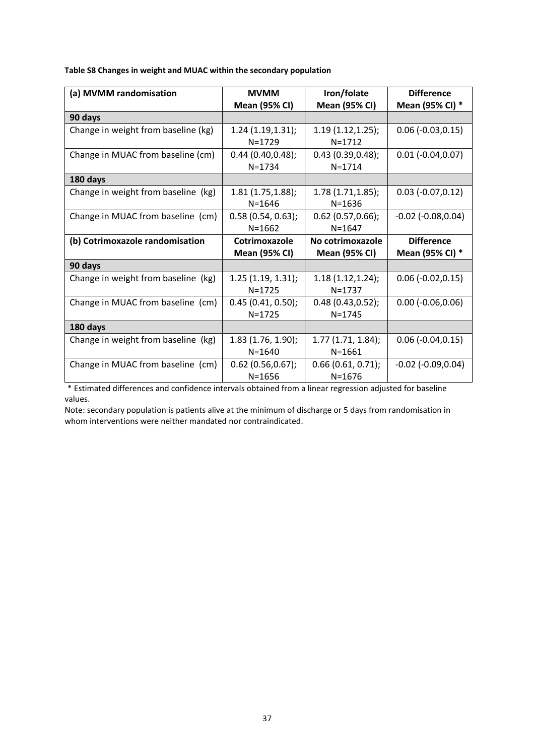**Table S8 Changes in weight and MUAC within the secondary population**

| (a) MVMM randomisation | MVMM Mean (95% CI) | Iron/folate Mean (95% CI) | Difference Mean (95% CI) * |
|---|---|---|---|
| **90 days** | | | |
| Change in weight from baseline (kg) | 1.24 (1.19,1.31); N=1729 | 1.19 (1.12,1.25); N=1712 | 0.06 (-0.03,0.15) |
| Change in MUAC from baseline (cm) | 0.44 (0.40,0.48); N=1734 | 0.43 (0.39,0.48); N=1714 | 0.01 (-0.04,0.07) |
| **180 days** | | | |
| Change in weight from baseline (kg) | 1.81 (1.75,1.88); N=1646 | 1.78 (1.71,1.85); N=1636 | 0.03 (-0.07,0.12) |
| Change in MUAC from baseline (cm) | 0.58 (0.54, 0.63); N=1662 | 0.62 (0.57,0.66); N=1647 | -0.02 (-0.08,0.04) |
| **(b) Cotrimoxazole randomisation** | **Cotrimoxazole Mean (95% CI)** | **No cotrimoxazole Mean (95% CI)** | **Difference Mean (95% CI) *** |
| **90 days** | | | |
| Change in weight from baseline (kg) | 1.25 (1.19, 1.31); N=1725 | 1.18 (1.12,1.24); N=1737 | 0.06 (-0.02,0.15) |
| Change in MUAC from baseline (cm) | 0.45 (0.41, 0.50); N=1725 | 0.48 (0.43,0.52); N=1745 | 0.00 (-0.06,0.06) |
| **180 days** | | | |
| Change in weight from baseline (kg) | 1.83 (1.76, 1.90); N=1640 | 1.77 (1.71, 1.84); N=1661 | 0.06 (-0.04,0.15) |
| Change in MUAC from baseline (cm) | 0.62 (0.56,0.67); N=1656 | 0.66 (0.61, 0.71); N=1676 | -0.02 (-0.09,0.04) |

* Estimated differences and confidence intervals obtained from a linear regression adjusted for baseline values.

Note: secondary population is patients alive at the minimum of discharge or 5 days from randomisation in whom interventions were neither mandated nor contraindicated.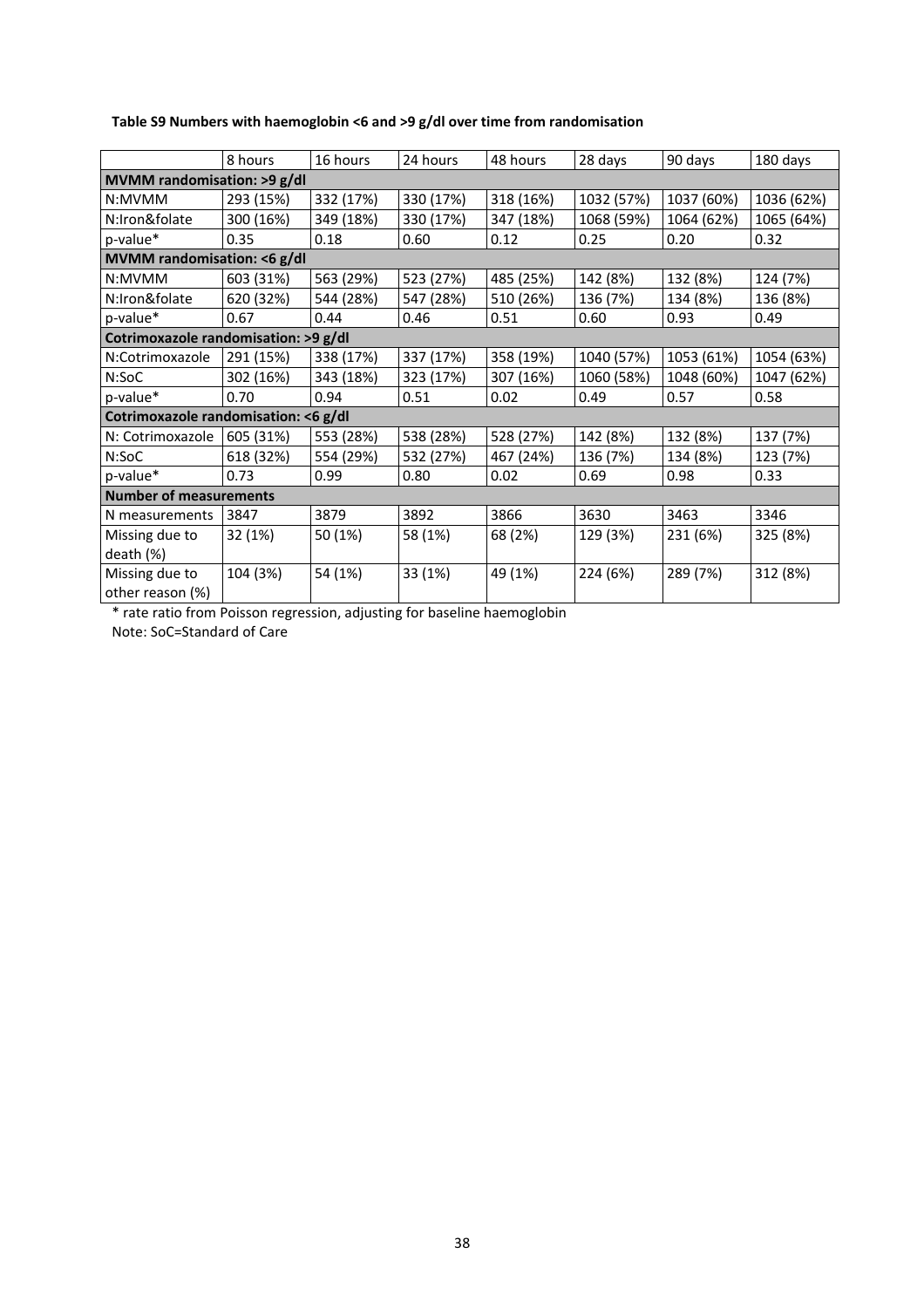**Table S9 Numbers with haemoglobin <6 and >9 g/dl over time from randomisation**

| | 8 hours | 16 hours | 24 hours | 48 hours | 28 days | 90 days | 180 days |
|---|---|---|---|---|---|---|---|
| **MVMM randomisation: >9 g/dl** | | | | | | | |
| N:MVMM | 293 (15%) | 332 (17%) | 330 (17%) | 318 (16%) | 1032 (57%) | 1037 (60%) | 1036 (62%) |
| N:Iron&folate | 300 (16%) | 349 (18%) | 330 (17%) | 347 (18%) | 1068 (59%) | 1064 (62%) | 1065 (64%) |
| p-value* | 0.35 | 0.18 | 0.60 | 0.12 | 0.25 | 0.20 | 0.32 |
| **MVMM randomisation: <6 g/dl** | | | | | | | |
| N:MVMM | 603 (31%) | 563 (29%) | 523 (27%) | 485 (25%) | 142 (8%) | 132 (8%) | 124 (7%) |
| N:Iron&folate | 620 (32%) | 544 (28%) | 547 (28%) | 510 (26%) | 136 (7%) | 134 (8%) | 136 (8%) |
| p-value* | 0.67 | 0.44 | 0.46 | 0.51 | 0.60 | 0.93 | 0.49 |
| **Cotrimoxazole randomisation: >9 g/dl** | | | | | | | |
| N:Cotrimoxazole | 291 (15%) | 338 (17%) | 337 (17%) | 358 (19%) | 1040 (57%) | 1053 (61%) | 1054 (63%) |
| N:SoC | 302 (16%) | 343 (18%) | 323 (17%) | 307 (16%) | 1060 (58%) | 1048 (60%) | 1047 (62%) |
| p-value* | 0.70 | 0.94 | 0.51 | 0.02 | 0.49 | 0.57 | 0.58 |
| **Cotrimoxazole randomisation: <6 g/dl** | | | | | | | |
| N: Cotrimoxazole | 605 (31%) | 553 (28%) | 538 (28%) | 528 (27%) | 142 (8%) | 132 (8%) | 137 (7%) |
| N:SoC | 618 (32%) | 554 (29%) | 532 (27%) | 467 (24%) | 136 (7%) | 134 (8%) | 123 (7%) |
| p-value* | 0.73 | 0.99 | 0.80 | 0.02 | 0.69 | 0.98 | 0.33 |
| **Number of measurements** | | | | | | | |
| N measurements | 3847 | 3879 | 3892 | 3866 | 3630 | 3463 | 3346 |
| Missing due to death (%) | 32 (1%) | 50 (1%) | 58 (1%) | 68 (2%) | 129 (3%) | 231 (6%) | 325 (8%) |
| Missing due to other reason (%) | 104 (3%) | 54 (1%) | 33 (1%) | 49 (1%) | 224 (6%) | 289 (7%) | 312 (8%) |

* rate ratio from Poisson regression, adjusting for baseline haemoglobin

Note: SoC=Standard of Care